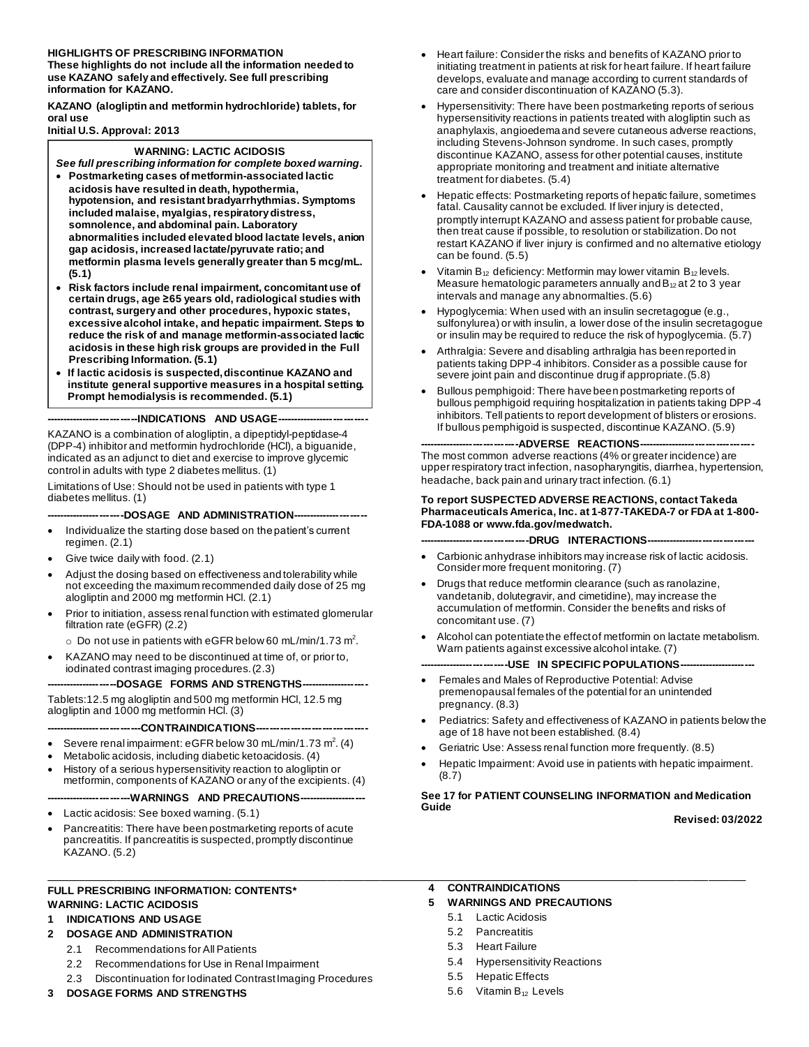**HIGHLIGHTS OF PRESCRIBING INFORMATION**
**These highlights do not include all the information needed to use KAZANO safely and effectively. See full prescribing information for KAZANO.**

**KAZANO (alogliptin and metformin hydrochloride) tablets, for oral use**
**Initial U.S. Approval: 2013**

**WARNING: LACTIC ACIDOSIS**
***See full prescribing information for complete boxed warning.***

- **Postmarketing cases of metformin-associated lactic acidosis have resulted in death, hypothermia, hypotension, and resistant bradyarrhythmias. Symptoms included malaise, myalgias, respiratory distress, somnolence, and abdominal pain. Laboratory abnormalities included elevated blood lactate levels, anion gap acidosis, increased lactate/pyruvate ratio; and metformin plasma levels generally greater than 5 mcg/mL. (5.1)**
- **Risk factors include renal impairment, concomitant use of certain drugs, age ≥65 years old, radiological studies with contrast, surgery and other procedures, hypoxic states, excessive alcohol intake, and hepatic impairment. Steps to reduce the risk of and manage metformin-associated lactic acidosis in these high risk groups are provided in the Full Prescribing Information. (5.1)**
- **If lactic acidosis is suspected, discontinue KAZANO and institute general supportive measures in a hospital setting. Prompt hemodialysis is recommended. (5.1)**

**----------------------------INDICATIONS AND USAGE----------------------------**

KAZANO is a combination of alogliptin, a dipeptidyl-peptidase-4 (DPP-4) inhibitor and metformin hydrochloride (HCl), a biguanide, indicated as an adjunct to diet and exercise to improve glycemic control in adults with type 2 diabetes mellitus. (1)

Limitations of Use: Should not be used in patients with type 1 diabetes mellitus. (1)

**-----------------------DOSAGE AND ADMINISTRATION-----------------------**

- Individualize the starting dose based on the patient's current regimen. (2.1)
- Give twice daily with food. (2.1)
- Adjust the dosing based on effectiveness and tolerability while not exceeding the maximum recommended daily dose of 25 mg alogliptin and 2000 mg metformin HCl. (2.1)
- Prior to initiation, assess renal function with estimated glomerular filtration rate (eGFR) (2.2)
  - Do not use in patients with eGFR below 60 mL/min/1.73 $m^2$.
- KAZANO may need to be discontinued at time of, or prior to, iodinated contrast imaging procedures. (2.3)

**---------------------DOSAGE FORMS AND STRENGTHS---------------------**

Tablets: 12.5 mg alogliptin and 500 mg metformin HCl, 12.5 mg alogliptin and 1000 mg metformin HCl. (3)

**----------------------------CONTRAINDICATIONS----------------------------**

- Severe renal impairment: eGFR below 30 mL/min/1.73 $m^2$. (4)
- Metabolic acidosis, including diabetic ketoacidosis. (4)
- History of a serious hypersensitivity reaction to alogliptin or metformin, components of KAZANO or any of the excipients. (4)

**-----------------------WARNINGS AND PRECAUTIONS-----------------------**

- Lactic acidosis: See boxed warning. (5.1)
- Pancreatitis: There have been postmarketing reports of acute pancreatitis. If pancreatitis is suspected, promptly discontinue KAZANO. (5.2)
- Heart failure: Consider the risks and benefits of KAZANO prior to initiating treatment in patients at risk for heart failure. If heart failure develops, evaluate and manage according to current standards of care and consider discontinuation of KAZANO (5.3).
- Hypersensitivity: There have been postmarketing reports of serious hypersensitivity reactions in patients treated with alogliptin such as anaphylaxis, angioedema and severe cutaneous adverse reactions, including Stevens-Johnson syndrome. In such cases, promptly discontinue KAZANO, assess for other potential causes, institute appropriate monitoring and treatment and initiate alternative treatment for diabetes. (5.4)
- Hepatic effects: Postmarketing reports of hepatic failure, sometimes fatal. Causality cannot be excluded. If liver injury is detected, promptly interrupt KAZANO and assess patient for probable cause, then treat cause if possible, to resolution or stabilization. Do not restart KAZANO if liver injury is confirmed and no alternative etiology can be found. (5.5)
- Vitamin $B_{12}$ deficiency: Metformin may lower vitamin $B_{12}$ levels. Measure hematologic parameters annually and $B_{12}$ at 2 to 3 year intervals and manage any abnormalities. (5.6)
- Hypoglycemia: When used with an insulin secretagogue (e.g., sulfonylurea) or with insulin, a lower dose of the insulin secretagogue or insulin may be required to reduce the risk of hypoglycemia. (5.7)
- Arthralgia: Severe and disabling arthralgia has been reported in patients taking DPP-4 inhibitors. Consider as a possible cause for severe joint pain and discontinue drug if appropriate. (5.8)
- Bullous pemphigoid: There have been postmarketing reports of bullous pemphigoid requiring hospitalization in patients taking DPP-4 inhibitors. Tell patients to report development of blisters or erosions. If bullous pemphigoid is suspected, discontinue KAZANO. (5.9)

**----------------------------ADVERSE REACTIONS----------------------------**

The most common adverse reactions (4% or greater incidence) are upper respiratory tract infection, nasopharyngitis, diarrhea, hypertension, headache, back pain and urinary tract infection. (6.1)

**To report SUSPECTED ADVERSE REACTIONS, contact Takeda Pharmaceuticals America, Inc. at 1-877-TAKEDA-7 or FDA at 1-800-FDA-1088 or www.fda.gov/medwatch.**

**------------------------------DRUG INTERACTIONS------------------------------**

- Carbionic anhydrase inhibitors may increase risk of lactic acidosis. Consider more frequent monitoring. (7)
- Drugs that reduce metformin clearance (such as ranolazine, vandetanib, dolutegravir, and cimetidine), may increase the accumulation of metformin. Consider the benefits and risks of concomitant use. (7)
- Alcohol can potentiate the effect of metformin on lactate metabolism. Warn patients against excessive alcohol intake. (7)

**-------------------------USE IN SPECIFIC POPULATIONS-----------------------**

- Females and Males of Reproductive Potential: Advise premenopausal females of the potential for an unintended pregnancy. (8.3)
- Pediatrics: Safety and effectiveness of KAZANO in patients below the age of 18 have not been established. (8.4)
- Geriatric Use: Assess renal function more frequently. (8.5)
- Hepatic Impairment: Avoid use in patients with hepatic impairment. (8.7)

**See 17 for PATIENT COUNSELING INFORMATION and Medication Guide**

**Revised: 03/2022**

---

**FULL PRESCRIBING INFORMATION: CONTENTS***

**WARNING: LACTIC ACIDOSIS**

**1 INDICATIONS AND USAGE**

**2 DOSAGE AND ADMINISTRATION**
- 2.1 Recommendations for All Patients
- 2.2 Recommendations for Use in Renal Impairment
- 2.3 Discontinuation for Iodinated Contrast Imaging Procedures

**3 DOSAGE FORMS AND STRENGTHS**

**4 CONTRAINDICATIONS**

**5 WARNINGS AND PRECAUTIONS**
- 5.1 Lactic Acidosis
- 5.2 Pancreatitis
- 5.3 Heart Failure
- 5.4 Hypersensitivity Reactions
- 5.5 Hepatic Effects
- 5.6 Vitamin $B_{12}$ Levels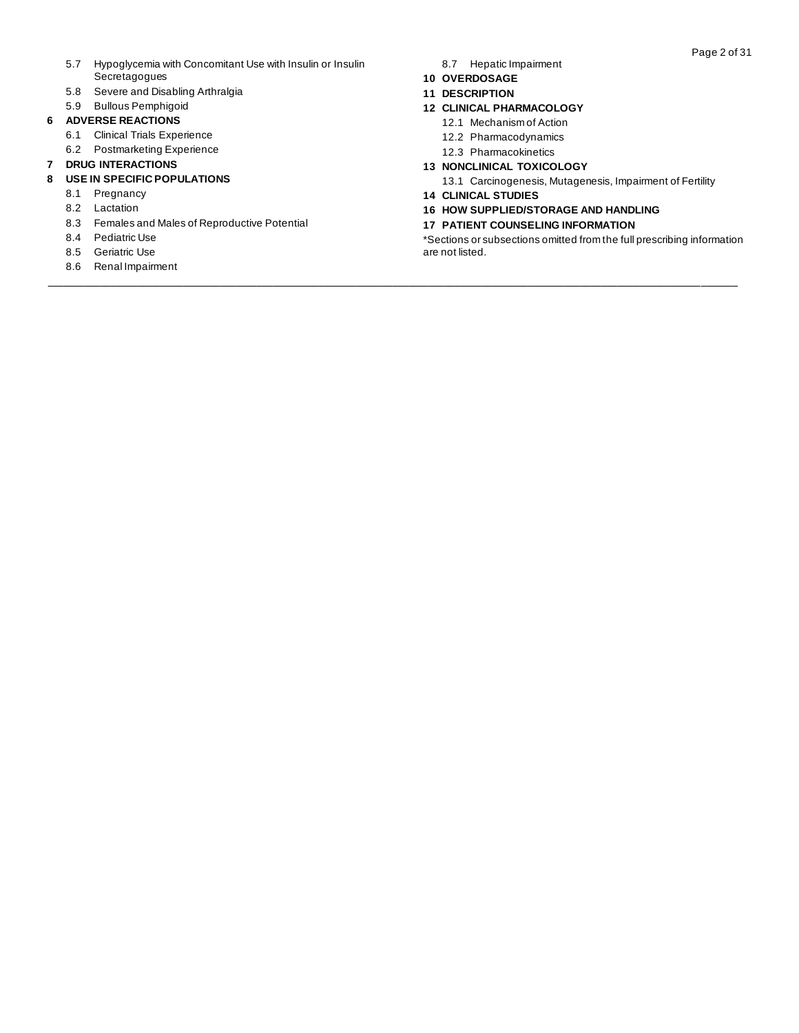5.7 Hypoglycemia with Concomitant Use with Insulin or Insulin Secretagogues

5.8 Severe and Disabling Arthralgia

5.9 Bullous Pemphigoid

**6 ADVERSE REACTIONS**

6.1 Clinical Trials Experience

6.2 Postmarketing Experience

**7 DRUG INTERACTIONS**

**8 USE IN SPECIFIC POPULATIONS**

8.1 Pregnancy

8.2 Lactation

8.3 Females and Males of Reproductive Potential

8.4 Pediatric Use

8.5 Geriatric Use

8.6 Renal Impairment

8.7 Hepatic Impairment

**10 OVERDOSAGE**

**11 DESCRIPTION**

**12 CLINICAL PHARMACOLOGY**

12.1 Mechanism of Action

12.2 Pharmacodynamics

12.3 Pharmacokinetics

**13 NONCLINICAL TOXICOLOGY**

13.1 Carcinogenesis, Mutagenesis, Impairment of Fertility

**14 CLINICAL STUDIES**

**16 HOW SUPPLIED/STORAGE AND HANDLING**

**17 PATIENT COUNSELING INFORMATION**

*Sections or subsections omitted from the full prescribing information are not listed.

---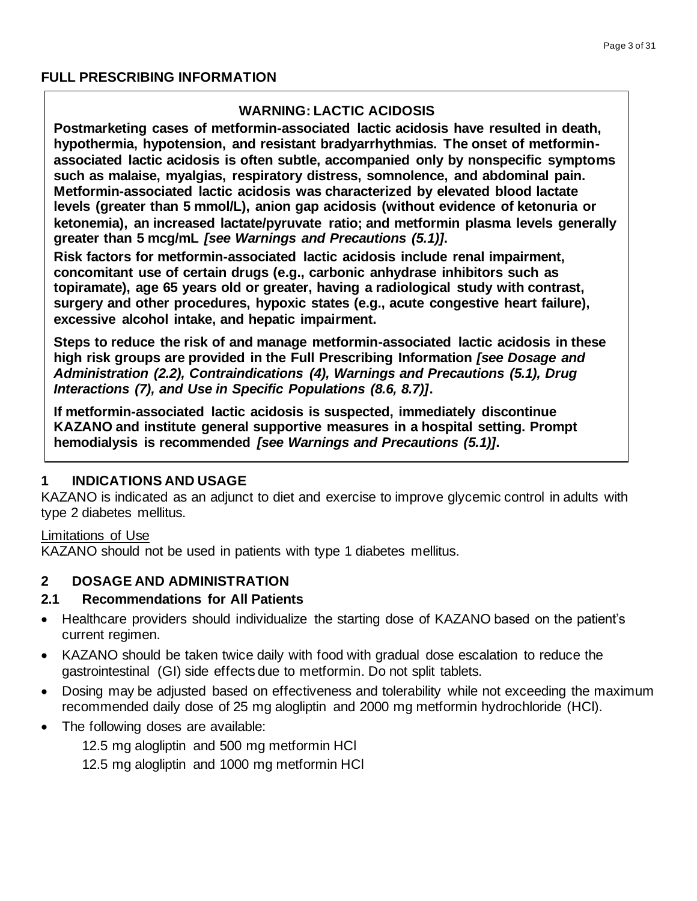# FULL PRESCRIBING INFORMATION

> **WARNING: LACTIC ACIDOSIS**
>
> **Postmarketing cases of metformin-associated lactic acidosis have resulted in death, hypothermia, hypotension, and resistant bradyarrhythmias. The onset of metformin-associated lactic acidosis is often subtle, accompanied only by nonspecific symptoms such as malaise, myalgias, respiratory distress, somnolence, and abdominal pain. Metformin-associated lactic acidosis was characterized by elevated blood lactate levels (greater than 5 mmol/L), anion gap acidosis (without evidence of ketonuria or ketonemia), an increased lactate/pyruvate ratio; and metformin plasma levels generally greater than 5 mcg/mL *[see Warnings and Precautions (5.1)]*.**
>
> **Risk factors for metformin-associated lactic acidosis include renal impairment, concomitant use of certain drugs (e.g., carbonic anhydrase inhibitors such as topiramate), age 65 years old or greater, having a radiological study with contrast, surgery and other procedures, hypoxic states (e.g., acute congestive heart failure), excessive alcohol intake, and hepatic impairment.**
>
> **Steps to reduce the risk of and manage metformin-associated lactic acidosis in these high risk groups are provided in the Full Prescribing Information *[see Dosage and Administration (2.2), Contraindications (4), Warnings and Precautions (5.1), Drug Interactions (7), and Use in Specific Populations (8.6, 8.7)]*.**
>
> **If metformin-associated lactic acidosis is suspected, immediately discontinue KAZANO and institute general supportive measures in a hospital setting. Prompt hemodialysis is recommended *[see Warnings and Precautions (5.1)]*.**

## 1 INDICATIONS AND USAGE

KAZANO is indicated as an adjunct to diet and exercise to improve glycemic control in adults with type 2 diabetes mellitus.

Limitations of Use

KAZANO should not be used in patients with type 1 diabetes mellitus.

## 2 DOSAGE AND ADMINISTRATION

### 2.1 Recommendations for All Patients

- Healthcare providers should individualize the starting dose of KAZANO based on the patient's current regimen.
- KAZANO should be taken twice daily with food with gradual dose escalation to reduce the gastrointestinal (GI) side effects due to metformin. Do not split tablets.
- Dosing may be adjusted based on effectiveness and tolerability while not exceeding the maximum recommended daily dose of 25 mg alogliptin and 2000 mg metformin hydrochloride (HCl).
- The following doses are available:

  12.5 mg alogliptin and 500 mg metformin HCl

  12.5 mg alogliptin and 1000 mg metformin HCl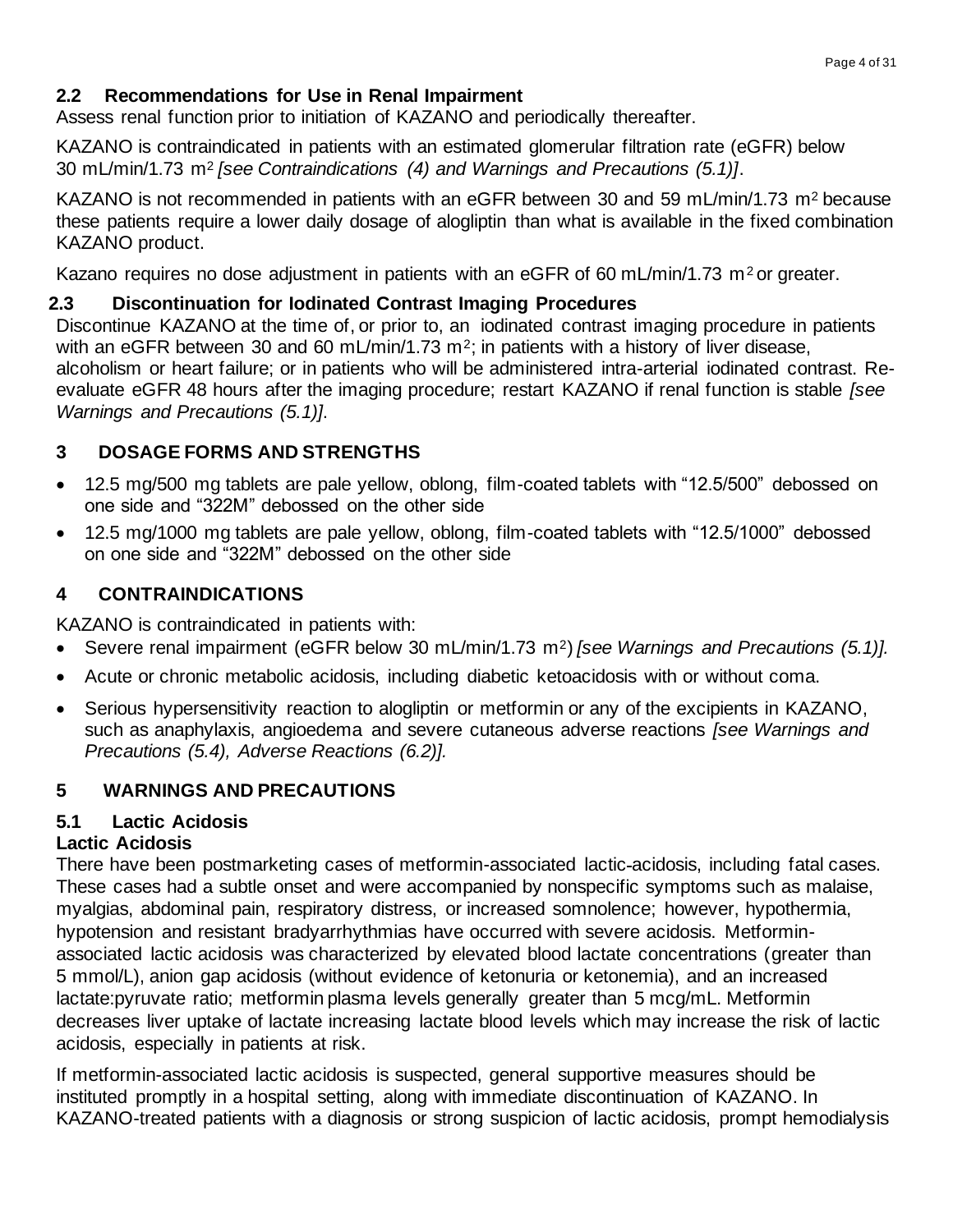### 2.2 Recommendations for Use in Renal Impairment

Assess renal function prior to initiation of KAZANO and periodically thereafter.

KAZANO is contraindicated in patients with an estimated glomerular filtration rate (eGFR) below 30 mL/min/1.73 $m^2$ *[see Contraindications (4) and Warnings and Precautions (5.1)]*.

KAZANO is not recommended in patients with an eGFR between 30 and 59 mL/min/1.73 $m^2$ because these patients require a lower daily dosage of alogliptin than what is available in the fixed combination KAZANO product.

Kazano requires no dose adjustment in patients with an eGFR of 60 mL/min/1.73 $m^2$ or greater.

### 2.3 Discontinuation for Iodinated Contrast Imaging Procedures

Discontinue KAZANO at the time of, or prior to, an iodinated contrast imaging procedure in patients with an eGFR between 30 and 60 mL/min/1.73 $m^2$; in patients with a history of liver disease, alcoholism or heart failure; or in patients who will be administered intra-arterial iodinated contrast. Re-evaluate eGFR 48 hours after the imaging procedure; restart KAZANO if renal function is stable *[see Warnings and Precautions (5.1)]*.

## 3 DOSAGE FORMS AND STRENGTHS

- 12.5 mg/500 mg tablets are pale yellow, oblong, film-coated tablets with "12.5/500" debossed on one side and "322M" debossed on the other side
- 12.5 mg/1000 mg tablets are pale yellow, oblong, film-coated tablets with "12.5/1000" debossed on one side and "322M" debossed on the other side

## 4 CONTRAINDICATIONS

KAZANO is contraindicated in patients with:

- Severe renal impairment (eGFR below 30 mL/min/1.73 $m^2$) *[see Warnings and Precautions (5.1)].*
- Acute or chronic metabolic acidosis, including diabetic ketoacidosis with or without coma.
- Serious hypersensitivity reaction to alogliptin or metformin or any of the excipients in KAZANO, such as anaphylaxis, angioedema and severe cutaneous adverse reactions *[see Warnings and Precautions (5.4), Adverse Reactions (6.2)].*

## 5 WARNINGS AND PRECAUTIONS

### 5.1 Lactic Acidosis

**Lactic Acidosis**

There have been postmarketing cases of metformin-associated lactic-acidosis, including fatal cases. These cases had a subtle onset and were accompanied by nonspecific symptoms such as malaise, myalgias, abdominal pain, respiratory distress, or increased somnolence; however, hypothermia, hypotension and resistant bradyarrhythmias have occurred with severe acidosis. Metformin-associated lactic acidosis was characterized by elevated blood lactate concentrations (greater than 5 mmol/L), anion gap acidosis (without evidence of ketonuria or ketonemia), and an increased lactate:pyruvate ratio; metformin plasma levels generally greater than 5 mcg/mL. Metformin decreases liver uptake of lactate increasing lactate blood levels which may increase the risk of lactic acidosis, especially in patients at risk.

If metformin-associated lactic acidosis is suspected, general supportive measures should be instituted promptly in a hospital setting, along with immediate discontinuation of KAZANO. In KAZANO-treated patients with a diagnosis or strong suspicion of lactic acidosis, prompt hemodialysis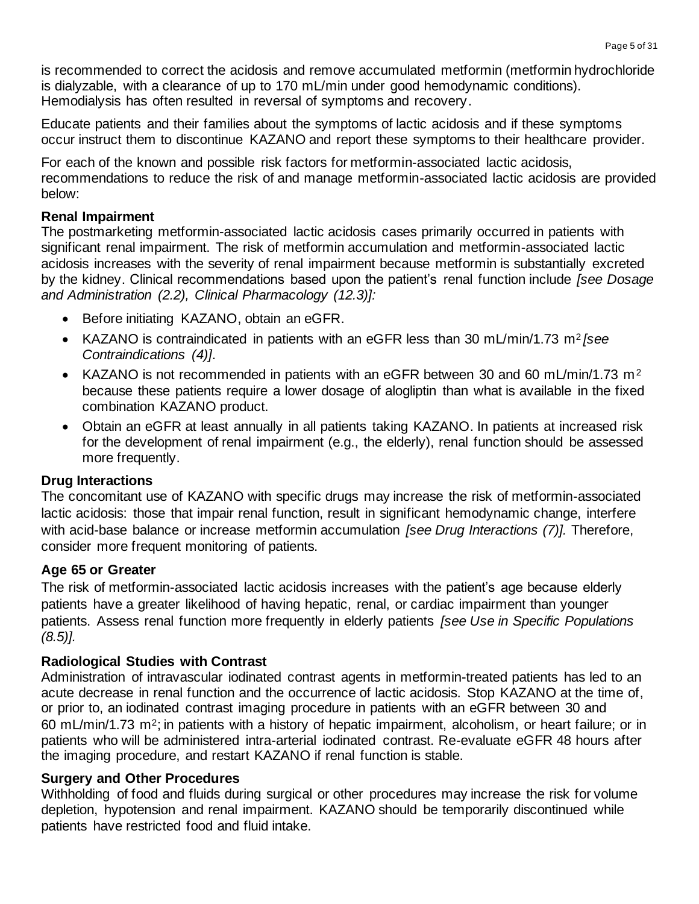is recommended to correct the acidosis and remove accumulated metformin (metformin hydrochloride is dialyzable, with a clearance of up to 170 mL/min under good hemodynamic conditions). Hemodialysis has often resulted in reversal of symptoms and recovery.

Educate patients and their families about the symptoms of lactic acidosis and if these symptoms occur instruct them to discontinue KAZANO and report these symptoms to their healthcare provider.

For each of the known and possible risk factors for metformin-associated lactic acidosis, recommendations to reduce the risk of and manage metformin-associated lactic acidosis are provided below:

**Renal Impairment**
The postmarketing metformin-associated lactic acidosis cases primarily occurred in patients with significant renal impairment. The risk of metformin accumulation and metformin-associated lactic acidosis increases with the severity of renal impairment because metformin is substantially excreted by the kidney. Clinical recommendations based upon the patient's renal function include *[see Dosage and Administration (2.2), Clinical Pharmacology (12.3)]:*

- Before initiating KAZANO, obtain an eGFR.
- KAZANO is contraindicated in patients with an eGFR less than 30 mL/min/1.73 $m^2$ *[see Contraindications (4)]*.
- KAZANO is not recommended in patients with an eGFR between 30 and 60 mL/min/1.73 $m^2$ because these patients require a lower dosage of alogliptin than what is available in the fixed combination KAZANO product.
- Obtain an eGFR at least annually in all patients taking KAZANO. In patients at increased risk for the development of renal impairment (e.g., the elderly), renal function should be assessed more frequently.

**Drug Interactions**
The concomitant use of KAZANO with specific drugs may increase the risk of metformin-associated lactic acidosis: those that impair renal function, result in significant hemodynamic change, interfere with acid-base balance or increase metformin accumulation *[see Drug Interactions (7)].* Therefore, consider more frequent monitoring of patients.

**Age 65 or Greater**
The risk of metformin-associated lactic acidosis increases with the patient's age because elderly patients have a greater likelihood of having hepatic, renal, or cardiac impairment than younger patients. Assess renal function more frequently in elderly patients *[see Use in Specific Populations (8.5)].*

**Radiological Studies with Contrast**
Administration of intravascular iodinated contrast agents in metformin-treated patients has led to an acute decrease in renal function and the occurrence of lactic acidosis. Stop KAZANO at the time of, or prior to, an iodinated contrast imaging procedure in patients with an eGFR between 30 and 60 mL/min/1.73 $m^2$; in patients with a history of hepatic impairment, alcoholism, or heart failure; or in patients who will be administered intra-arterial iodinated contrast. Re-evaluate eGFR 48 hours after the imaging procedure, and restart KAZANO if renal function is stable.

**Surgery and Other Procedures**
Withholding of food and fluids during surgical or other procedures may increase the risk for volume depletion, hypotension and renal impairment. KAZANO should be temporarily discontinued while patients have restricted food and fluid intake.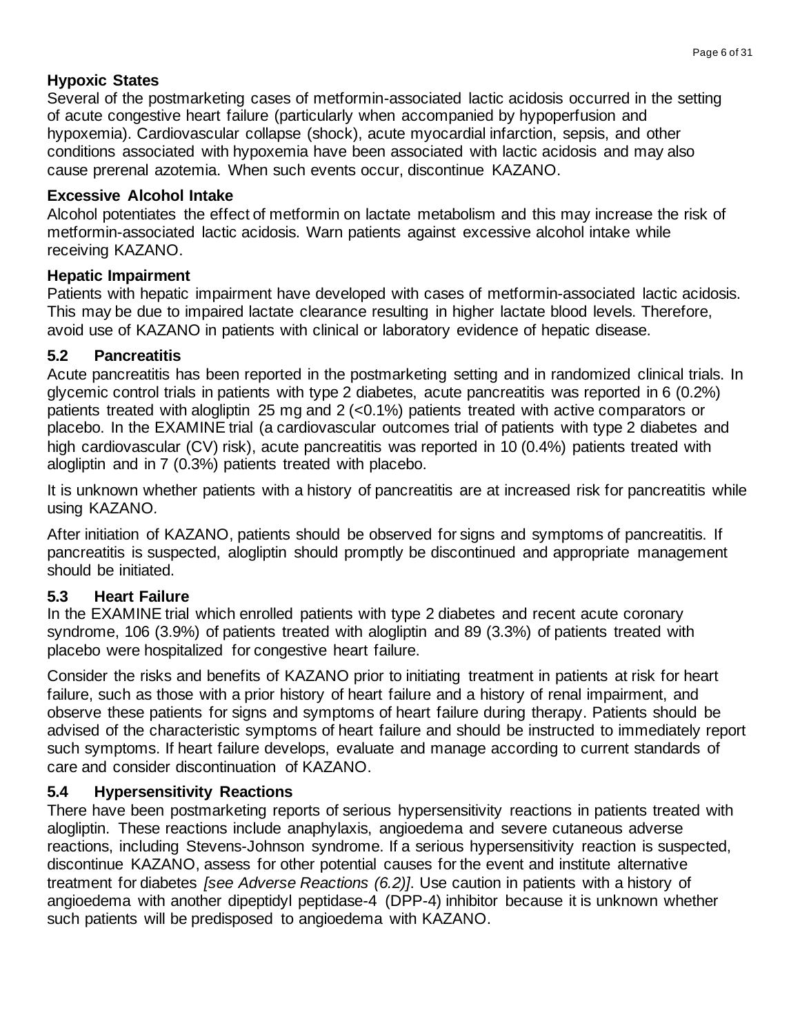**Hypoxic States**

Several of the postmarketing cases of metformin-associated lactic acidosis occurred in the setting of acute congestive heart failure (particularly when accompanied by hypoperfusion and hypoxemia). Cardiovascular collapse (shock), acute myocardial infarction, sepsis, and other conditions associated with hypoxemia have been associated with lactic acidosis and may also cause prerenal azotemia. When such events occur, discontinue KAZANO.

**Excessive Alcohol Intake**

Alcohol potentiates the effect of metformin on lactate metabolism and this may increase the risk of metformin-associated lactic acidosis. Warn patients against excessive alcohol intake while receiving KAZANO.

**Hepatic Impairment**

Patients with hepatic impairment have developed with cases of metformin-associated lactic acidosis. This may be due to impaired lactate clearance resulting in higher lactate blood levels. Therefore, avoid use of KAZANO in patients with clinical or laboratory evidence of hepatic disease.

## 5.2 Pancreatitis

Acute pancreatitis has been reported in the postmarketing setting and in randomized clinical trials. In glycemic control trials in patients with type 2 diabetes, acute pancreatitis was reported in 6 (0.2%) patients treated with alogliptin 25 mg and 2 (<0.1%) patients treated with active comparators or placebo. In the EXAMINE trial (a cardiovascular outcomes trial of patients with type 2 diabetes and high cardiovascular (CV) risk), acute pancreatitis was reported in 10 (0.4%) patients treated with alogliptin and in 7 (0.3%) patients treated with placebo.

It is unknown whether patients with a history of pancreatitis are at increased risk for pancreatitis while using KAZANO.

After initiation of KAZANO, patients should be observed for signs and symptoms of pancreatitis. If pancreatitis is suspected, alogliptin should promptly be discontinued and appropriate management should be initiated.

## 5.3 Heart Failure

In the EXAMINE trial which enrolled patients with type 2 diabetes and recent acute coronary syndrome, 106 (3.9%) of patients treated with alogliptin and 89 (3.3%) of patients treated with placebo were hospitalized for congestive heart failure.

Consider the risks and benefits of KAZANO prior to initiating treatment in patients at risk for heart failure, such as those with a prior history of heart failure and a history of renal impairment, and observe these patients for signs and symptoms of heart failure during therapy. Patients should be advised of the characteristic symptoms of heart failure and should be instructed to immediately report such symptoms. If heart failure develops, evaluate and manage according to current standards of care and consider discontinuation of KAZANO.

## 5.4 Hypersensitivity Reactions

There have been postmarketing reports of serious hypersensitivity reactions in patients treated with alogliptin. These reactions include anaphylaxis, angioedema and severe cutaneous adverse reactions, including Stevens-Johnson syndrome. If a serious hypersensitivity reaction is suspected, discontinue KAZANO, assess for other potential causes for the event and institute alternative treatment for diabetes *[see Adverse Reactions (6.2)]*. Use caution in patients with a history of angioedema with another dipeptidyl peptidase-4 (DPP-4) inhibitor because it is unknown whether such patients will be predisposed to angioedema with KAZANO.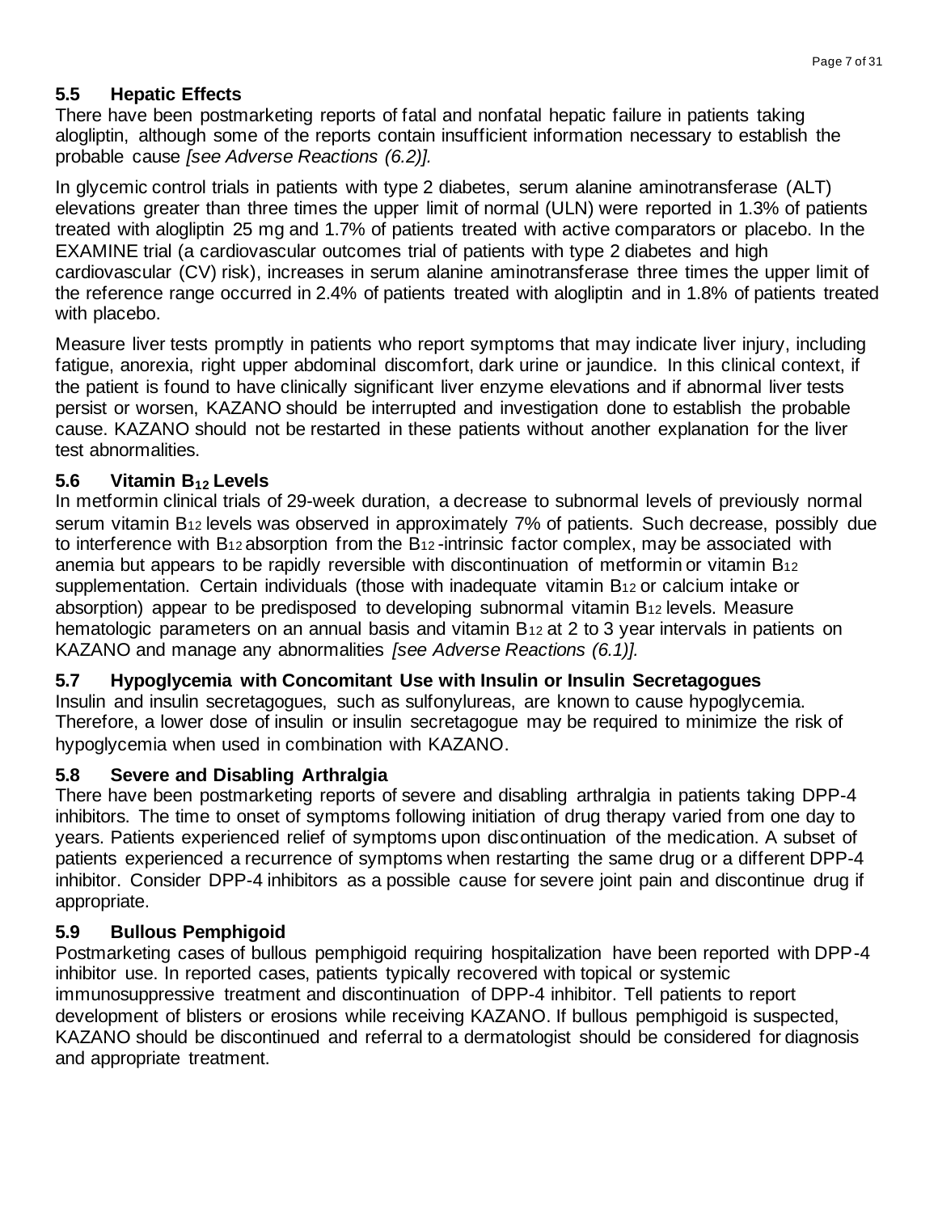### 5.5 Hepatic Effects

There have been postmarketing reports of fatal and nonfatal hepatic failure in patients taking alogliptin, although some of the reports contain insufficient information necessary to establish the probable cause *[see Adverse Reactions (6.2)].*

In glycemic control trials in patients with type 2 diabetes, serum alanine aminotransferase (ALT) elevations greater than three times the upper limit of normal (ULN) were reported in 1.3% of patients treated with alogliptin 25 mg and 1.7% of patients treated with active comparators or placebo. In the EXAMINE trial (a cardiovascular outcomes trial of patients with type 2 diabetes and high cardiovascular (CV) risk), increases in serum alanine aminotransferase three times the upper limit of the reference range occurred in 2.4% of patients treated with alogliptin and in 1.8% of patients treated with placebo.

Measure liver tests promptly in patients who report symptoms that may indicate liver injury, including fatigue, anorexia, right upper abdominal discomfort, dark urine or jaundice. In this clinical context, if the patient is found to have clinically significant liver enzyme elevations and if abnormal liver tests persist or worsen, KAZANO should be interrupted and investigation done to establish the probable cause. KAZANO should not be restarted in these patients without another explanation for the liver test abnormalities.

### 5.6 Vitamin $B_{12}$ Levels

In metformin clinical trials of 29-week duration, a decrease to subnormal levels of previously normal serum vitamin $B_{12}$ levels was observed in approximately 7% of patients. Such decrease, possibly due to interference with $B_{12}$ absorption from the $B_{12}$-intrinsic factor complex, may be associated with anemia but appears to be rapidly reversible with discontinuation of metformin or vitamin $B_{12}$ supplementation. Certain individuals (those with inadequate vitamin $B_{12}$ or calcium intake or absorption) appear to be predisposed to developing subnormal vitamin $B_{12}$ levels. Measure hematologic parameters on an annual basis and vitamin $B_{12}$ at 2 to 3 year intervals in patients on KAZANO and manage any abnormalities *[see Adverse Reactions (6.1)].*

### 5.7 Hypoglycemia with Concomitant Use with Insulin or Insulin Secretagogues

Insulin and insulin secretagogues, such as sulfonylureas, are known to cause hypoglycemia. Therefore, a lower dose of insulin or insulin secretagogue may be required to minimize the risk of hypoglycemia when used in combination with KAZANO.

### 5.8 Severe and Disabling Arthralgia

There have been postmarketing reports of severe and disabling arthralgia in patients taking DPP-4 inhibitors. The time to onset of symptoms following initiation of drug therapy varied from one day to years. Patients experienced relief of symptoms upon discontinuation of the medication. A subset of patients experienced a recurrence of symptoms when restarting the same drug or a different DPP-4 inhibitor. Consider DPP-4 inhibitors as a possible cause for severe joint pain and discontinue drug if appropriate.

### 5.9 Bullous Pemphigoid

Postmarketing cases of bullous pemphigoid requiring hospitalization have been reported with DPP-4 inhibitor use. In reported cases, patients typically recovered with topical or systemic immunosuppressive treatment and discontinuation of DPP-4 inhibitor. Tell patients to report development of blisters or erosions while receiving KAZANO. If bullous pemphigoid is suspected, KAZANO should be discontinued and referral to a dermatologist should be considered for diagnosis and appropriate treatment.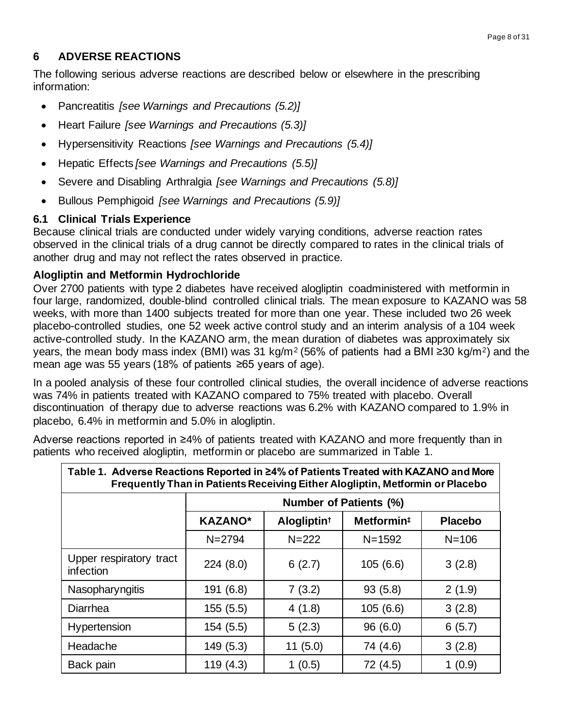# 6 ADVERSE REACTIONS

The following serious adverse reactions are described below or elsewhere in the prescribing information:

- Pancreatitis *[see Warnings and Precautions (5.2)]*
- Heart Failure *[see Warnings and Precautions (5.3)]*
- Hypersensitivity Reactions *[see Warnings and Precautions (5.4)]*
- Hepatic Effects *[see Warnings and Precautions (5.5)]*
- Severe and Disabling Arthralgia *[see Warnings and Precautions (5.8)]*
- Bullous Pemphigoid *[see Warnings and Precautions (5.9)]*

## 6.1 Clinical Trials Experience

Because clinical trials are conducted under widely varying conditions, adverse reaction rates observed in the clinical trials of a drug cannot be directly compared to rates in the clinical trials of another drug and may not reflect the rates observed in practice.

### Alogliptin and Metformin Hydrochloride

Over 2700 patients with type 2 diabetes have received alogliptin coadministered with metformin in four large, randomized, double-blind controlled clinical trials. The mean exposure to KAZANO was 58 weeks, with more than 1400 subjects treated for more than one year. These included two 26 week placebo-controlled studies, one 52 week active control study and an interim analysis of a 104 week active-controlled study. In the KAZANO arm, the mean duration of diabetes was approximately six years, the mean body mass index (BMI) was 31 kg/m$^2$ (56% of patients had a BMI ≥30 kg/m$^2$) and the mean age was 55 years (18% of patients ≥65 years of age).

In a pooled analysis of these four controlled clinical studies, the overall incidence of adverse reactions was 74% in patients treated with KAZANO compared to 75% treated with placebo. Overall discontinuation of therapy due to adverse reactions was 6.2% with KAZANO compared to 1.9% in placebo, 6.4% in metformin and 5.0% in alogliptin.

Adverse reactions reported in ≥4% of patients treated with KAZANO and more frequently than in patients who received alogliptin, metformin or placebo are summarized in Table 1.

**Table 1. Adverse Reactions Reported in ≥4% of Patients Treated with KAZANO and More Frequently Than in Patients Receiving Either Alogliptin, Metformin or Placebo**

| | Number of Patients (%) | | | |
|---|---|---|---|---|
| | **KAZANO*** | **Alogliptin†** | **Metformin‡** | **Placebo** |
| | N=2794 | N=222 | N=1592 | N=106 |
| Upper respiratory tract infection | 224 (8.0) | 6 (2.7) | 105 (6.6) | 3 (2.8) |
| Nasopharyngitis | 191 (6.8) | 7 (3.2) | 93 (5.8) | 2 (1.9) |
| Diarrhea | 155 (5.5) | 4 (1.8) | 105 (6.6) | 3 (2.8) |
| Hypertension | 154 (5.5) | 5 (2.3) | 96 (6.0) | 6 (5.7) |
| Headache | 149 (5.3) | 11 (5.0) | 74 (4.6) | 3 (2.8) |
| Back pain | 119 (4.3) | 1 (0.5) | 72 (4.5) | 1 (0.9) |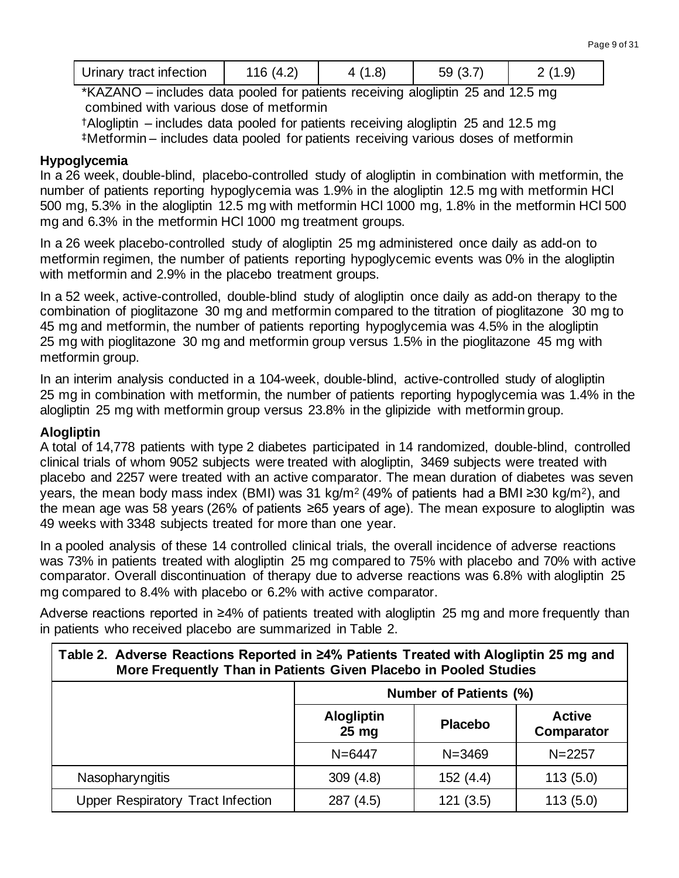| Urinary tract infection | 116 (4.2) | 4 (1.8) | 59 (3.7) | 2 (1.9) |
|---|---|---|---|---|

*KAZANO – includes data pooled for patients receiving alogliptin 25 and 12.5 mg combined with various dose of metformin

†Alogliptin – includes data pooled for patients receiving alogliptin 25 and 12.5 mg

‡Metformin – includes data pooled for patients receiving various doses of metformin

**Hypoglycemia**

In a 26 week, double-blind, placebo-controlled study of alogliptin in combination with metformin, the number of patients reporting hypoglycemia was 1.9% in the alogliptin 12.5 mg with metformin HCl 500 mg, 5.3% in the alogliptin 12.5 mg with metformin HCl 1000 mg, 1.8% in the metformin HCl 500 mg and 6.3% in the metformin HCl 1000 mg treatment groups.

In a 26 week placebo-controlled study of alogliptin 25 mg administered once daily as add-on to metformin regimen, the number of patients reporting hypoglycemic events was 0% in the alogliptin with metformin and 2.9% in the placebo treatment groups.

In a 52 week, active-controlled, double-blind study of alogliptin once daily as add-on therapy to the combination of pioglitazone 30 mg and metformin compared to the titration of pioglitazone 30 mg to 45 mg and metformin, the number of patients reporting hypoglycemia was 4.5% in the alogliptin 25 mg with pioglitazone 30 mg and metformin group versus 1.5% in the pioglitazone 45 mg with metformin group.

In an interim analysis conducted in a 104-week, double-blind, active-controlled study of alogliptin 25 mg in combination with metformin, the number of patients reporting hypoglycemia was 1.4% in the alogliptin 25 mg with metformin group versus 23.8% in the glipizide with metformin group.

**Alogliptin**

A total of 14,778 patients with type 2 diabetes participated in 14 randomized, double-blind, controlled clinical trials of whom 9052 subjects were treated with alogliptin, 3469 subjects were treated with placebo and 2257 were treated with an active comparator. The mean duration of diabetes was seven years, the mean body mass index (BMI) was 31 kg/m$^2$ (49% of patients had a BMI ≥30 kg/m$^2$), and the mean age was 58 years (26% of patients ≥65 years of age). The mean exposure to alogliptin was 49 weeks with 3348 subjects treated for more than one year.

In a pooled analysis of these 14 controlled clinical trials, the overall incidence of adverse reactions was 73% in patients treated with alogliptin 25 mg compared to 75% with placebo and 70% with active comparator. Overall discontinuation of therapy due to adverse reactions was 6.8% with alogliptin 25 mg compared to 8.4% with placebo or 6.2% with active comparator.

Adverse reactions reported in ≥4% of patients treated with alogliptin 25 mg and more frequently than in patients who received placebo are summarized in Table 2.

**Table 2. Adverse Reactions Reported in ≥4% Patients Treated with Alogliptin 25 mg and More Frequently Than in Patients Given Placebo in Pooled Studies**

| | Number of Patients (%) | | |
|---|---|---|---|
| | **Alogliptin 25 mg** | **Placebo** | **Active Comparator** |
| | N=6447 | N=3469 | N=2257 |
| Nasopharyngitis | 309 (4.8) | 152 (4.4) | 113 (5.0) |
| Upper Respiratory Tract Infection | 287 (4.5) | 121 (3.5) | 113 (5.0) |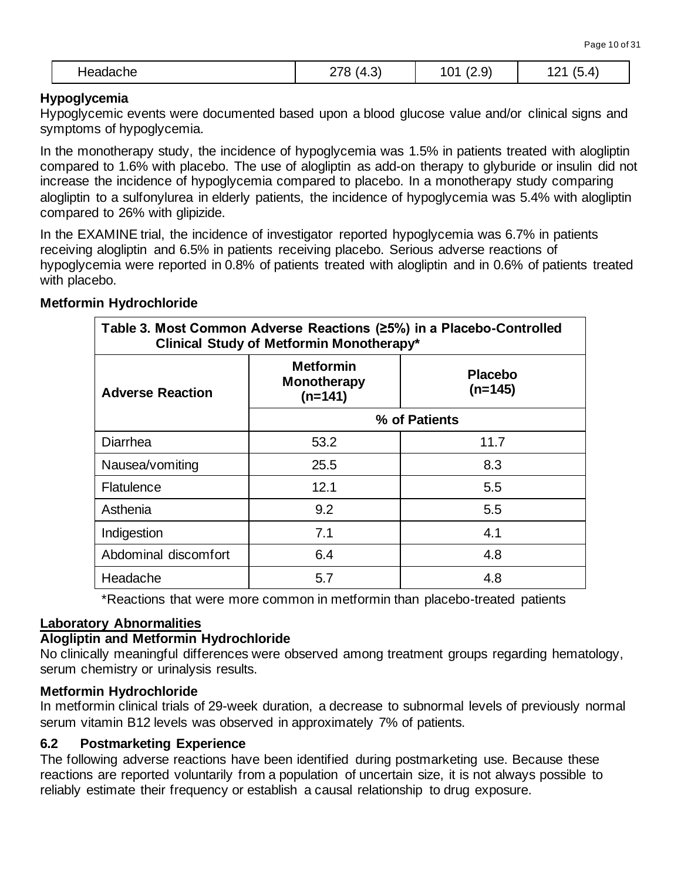| Headache | 278 (4.3) | 101 (2.9) | 121 (5.4) |
|---|---|---|---|

**Hypoglycemia**

Hypoglycemic events were documented based upon a blood glucose value and/or clinical signs and symptoms of hypoglycemia.

In the monotherapy study, the incidence of hypoglycemia was 1.5% in patients treated with alogliptin compared to 1.6% with placebo. The use of alogliptin as add-on therapy to glyburide or insulin did not increase the incidence of hypoglycemia compared to placebo. In a monotherapy study comparing alogliptin to a sulfonylurea in elderly patients, the incidence of hypoglycemia was 5.4% with alogliptin compared to 26% with glipizide.

In the EXAMINE trial, the incidence of investigator reported hypoglycemia was 6.7% in patients receiving alogliptin and 6.5% in patients receiving placebo. Serious adverse reactions of hypoglycemia were reported in 0.8% of patients treated with alogliptin and in 0.6% of patients treated with placebo.

**Metformin Hydrochloride**

**Table 3. Most Common Adverse Reactions (≥5%) in a Placebo-Controlled Clinical Study of Metformin Monotherapy***

| Adverse Reaction | Metformin Monotherapy (n=141) | Placebo (n=145) |
|---|---|---|
| | % of Patients | |
| Diarrhea | 53.2 | 11.7 |
| Nausea/vomiting | 25.5 | 8.3 |
| Flatulence | 12.1 | 5.5 |
| Asthenia | 9.2 | 5.5 |
| Indigestion | 7.1 | 4.1 |
| Abdominal discomfort | 6.4 | 4.8 |
| Headache | 5.7 | 4.8 |

*Reactions that were more common in metformin than placebo-treated patients

**Laboratory Abnormalities**

**Alogliptin and Metformin Hydrochloride**

No clinically meaningful differences were observed among treatment groups regarding hematology, serum chemistry or urinalysis results.

**Metformin Hydrochloride**

In metformin clinical trials of 29-week duration, a decrease to subnormal levels of previously normal serum vitamin B12 levels was observed in approximately 7% of patients.

### 6.2 Postmarketing Experience

The following adverse reactions have been identified during postmarketing use. Because these reactions are reported voluntarily from a population of uncertain size, it is not always possible to reliably estimate their frequency or establish a causal relationship to drug exposure.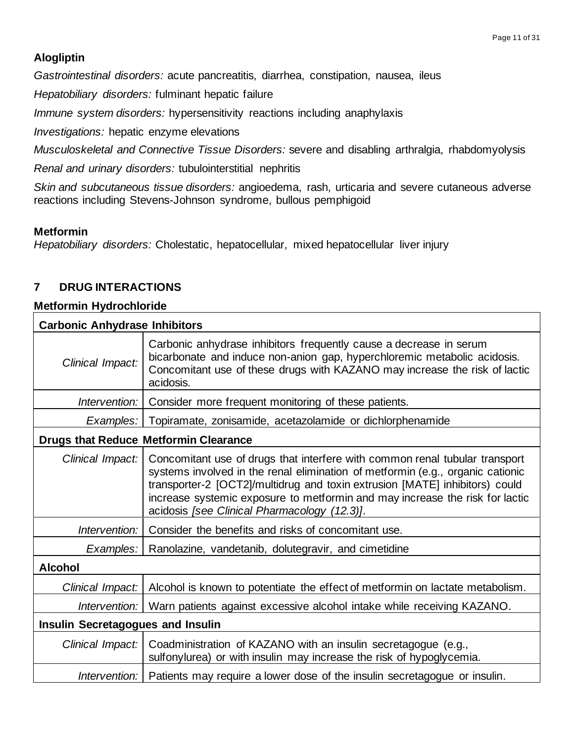**Alogliptin**

*Gastrointestinal disorders:* acute pancreatitis, diarrhea, constipation, nausea, ileus

*Hepatobiliary disorders:* fulminant hepatic failure

*Immune system disorders:* hypersensitivity reactions including anaphylaxis

*Investigations:* hepatic enzyme elevations

*Musculoskeletal and Connective Tissue Disorders:* severe and disabling arthralgia, rhabdomyolysis

*Renal and urinary disorders:* tubulointerstitial nephritis

*Skin and subcutaneous tissue disorders:* angioedema, rash, urticaria and severe cutaneous adverse reactions including Stevens-Johnson syndrome, bullous pemphigoid

**Metformin**

*Hepatobiliary disorders:* Cholestatic, hepatocellular, mixed hepatocellular liver injury

## 7 DRUG INTERACTIONS

**Metformin Hydrochloride**

| **Carbonic Anhydrase Inhibitors** | |
|---|---|
| *Clinical Impact:* | Carbonic anhydrase inhibitors frequently cause a decrease in serum bicarbonate and induce non-anion gap, hyperchloremic metabolic acidosis. Concomitant use of these drugs with KAZANO may increase the risk of lactic acidosis. |
| *Intervention:* | Consider more frequent monitoring of these patients. |
| *Examples:* | Topiramate, zonisamide, acetazolamide or dichlorphenamide |
| **Drugs that Reduce Metformin Clearance** | |
| *Clinical Impact:* | Concomitant use of drugs that interfere with common renal tubular transport systems involved in the renal elimination of metformin (e.g., organic cationic transporter-2 [OCT2]/multidrug and toxin extrusion [MATE] inhibitors) could increase systemic exposure to metformin and may increase the risk for lactic acidosis *[see Clinical Pharmacology (12.3)]*. |
| *Intervention:* | Consider the benefits and risks of concomitant use. |
| *Examples:* | Ranolazine, vandetanib, dolutegravir, and cimetidine |
| **Alcohol** | |
| *Clinical Impact:* | Alcohol is known to potentiate the effect of metformin on lactate metabolism. |
| *Intervention:* | Warn patients against excessive alcohol intake while receiving KAZANO. |
| **Insulin Secretagogues and Insulin** | |
| *Clinical Impact:* | Coadministration of KAZANO with an insulin secretagogue (e.g., sulfonylurea) or with insulin may increase the risk of hypoglycemia. |
| *Intervention:* | Patients may require a lower dose of the insulin secretagogue or insulin. |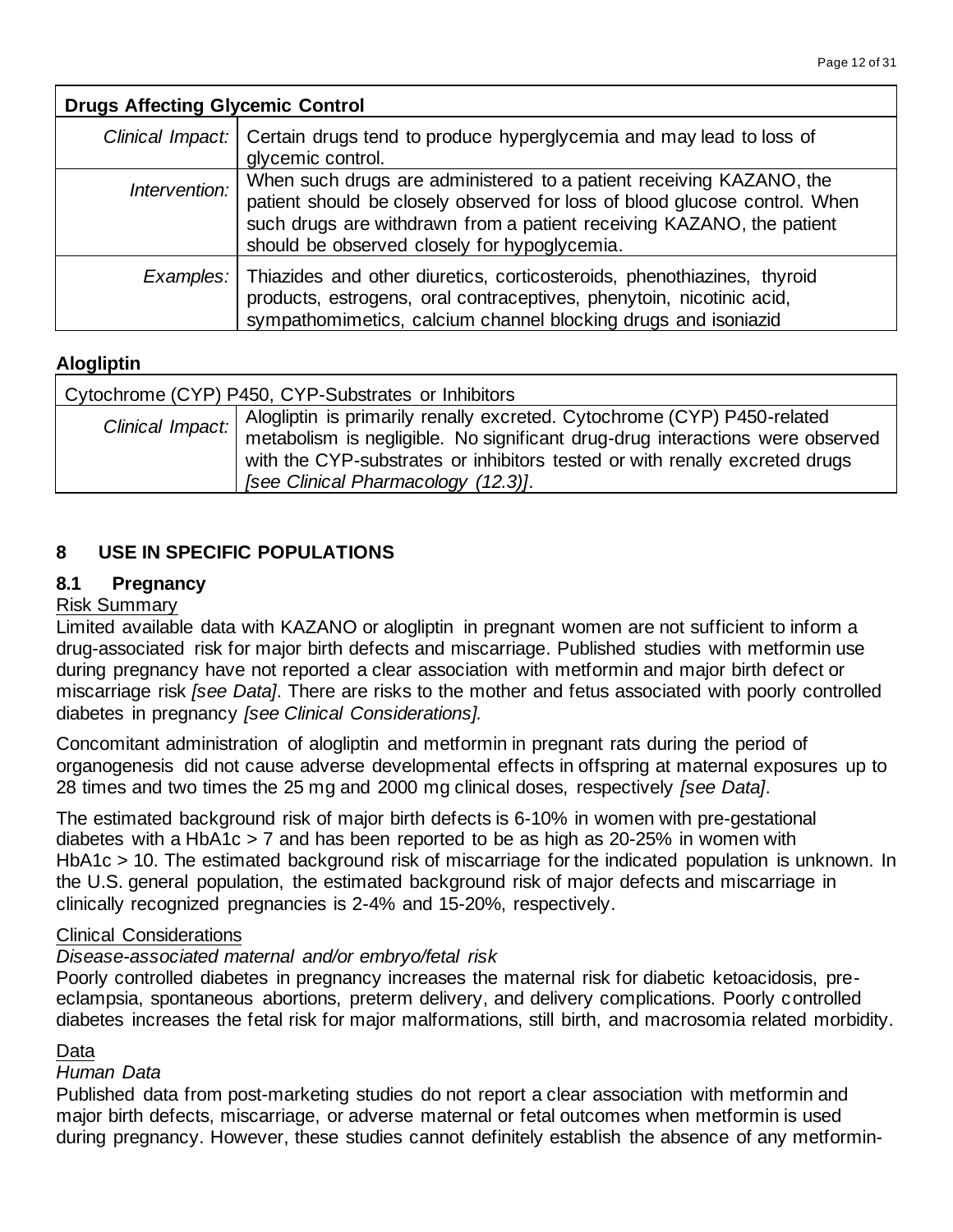| **Drugs Affecting Glycemic Control** | |
|---|---|
| *Clinical Impact:* | Certain drugs tend to produce hyperglycemia and may lead to loss of glycemic control. |
| *Intervention:* | When such drugs are administered to a patient receiving KAZANO, the patient should be closely observed for loss of blood glucose control. When such drugs are withdrawn from a patient receiving KAZANO, the patient should be observed closely for hypoglycemia. |
| *Examples:* | Thiazides and other diuretics, corticosteroids, phenothiazines, thyroid products, estrogens, oral contraceptives, phenytoin, nicotinic acid, sympathomimetics, calcium channel blocking drugs and isoniazid |

**Alogliptin**

| Cytochrome (CYP) P450, CYP-Substrates or Inhibitors | |
|---|---|
| *Clinical Impact:* | Alogliptin is primarily renally excreted. Cytochrome (CYP) P450-related metabolism is negligible. No significant drug-drug interactions were observed with the CYP-substrates or inhibitors tested or with renally excreted drugs *[see Clinical Pharmacology (12.3)]*. |

## 8 USE IN SPECIFIC POPULATIONS

### 8.1 Pregnancy

Risk Summary

Limited available data with KAZANO or alogliptin in pregnant women are not sufficient to inform a drug-associated risk for major birth defects and miscarriage. Published studies with metformin use during pregnancy have not reported a clear association with metformin and major birth defect or miscarriage risk *[see Data]*. There are risks to the mother and fetus associated with poorly controlled diabetes in pregnancy *[see Clinical Considerations].*

Concomitant administration of alogliptin and metformin in pregnant rats during the period of organogenesis did not cause adverse developmental effects in offspring at maternal exposures up to 28 times and two times the 25 mg and 2000 mg clinical doses, respectively *[see Data]*.

The estimated background risk of major birth defects is 6-10% in women with pre-gestational diabetes with a HbA1c > 7 and has been reported to be as high as 20-25% in women with HbA1c > 10. The estimated background risk of miscarriage for the indicated population is unknown. In the U.S. general population, the estimated background risk of major defects and miscarriage in clinically recognized pregnancies is 2-4% and 15-20%, respectively.

Clinical Considerations

*Disease-associated maternal and/or embryo/fetal risk*

Poorly controlled diabetes in pregnancy increases the maternal risk for diabetic ketoacidosis, pre-eclampsia, spontaneous abortions, preterm delivery, and delivery complications. Poorly controlled diabetes increases the fetal risk for major malformations, still birth, and macrosomia related morbidity.

Data

*Human Data*

Published data from post-marketing studies do not report a clear association with metformin and major birth defects, miscarriage, or adverse maternal or fetal outcomes when metformin is used during pregnancy. However, these studies cannot definitely establish the absence of any metformin-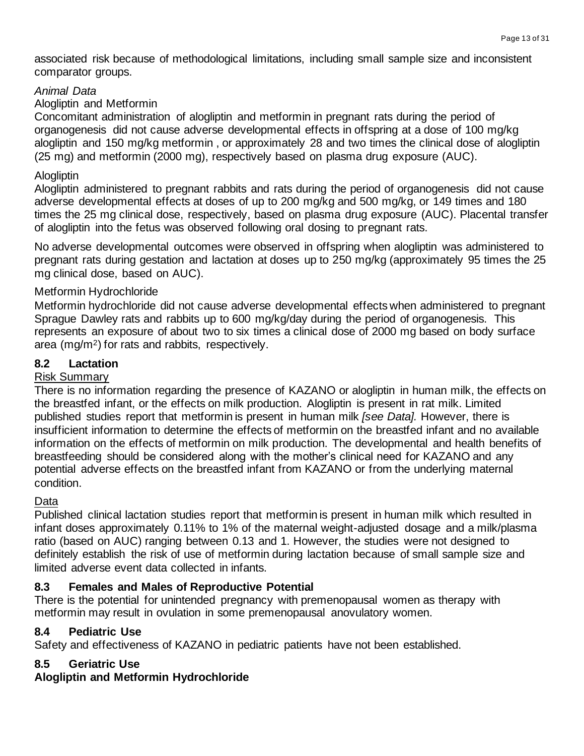associated risk because of methodological limitations, including small sample size and inconsistent comparator groups.

*Animal Data*

Alogliptin and Metformin

Concomitant administration of alogliptin and metformin in pregnant rats during the period of organogenesis did not cause adverse developmental effects in offspring at a dose of 100 mg/kg alogliptin and 150 mg/kg metformin , or approximately 28 and two times the clinical dose of alogliptin (25 mg) and metformin (2000 mg), respectively based on plasma drug exposure (AUC).

Alogliptin

Alogliptin administered to pregnant rabbits and rats during the period of organogenesis did not cause adverse developmental effects at doses of up to 200 mg/kg and 500 mg/kg, or 149 times and 180 times the 25 mg clinical dose, respectively, based on plasma drug exposure (AUC). Placental transfer of alogliptin into the fetus was observed following oral dosing to pregnant rats.

No adverse developmental outcomes were observed in offspring when alogliptin was administered to pregnant rats during gestation and lactation at doses up to 250 mg/kg (approximately 95 times the 25 mg clinical dose, based on AUC).

Metformin Hydrochloride

Metformin hydrochloride did not cause adverse developmental effects when administered to pregnant Sprague Dawley rats and rabbits up to 600 mg/kg/day during the period of organogenesis. This represents an exposure of about two to six times a clinical dose of 2000 mg based on body surface area ($mg/m^2$) for rats and rabbits, respectively.

## 8.2 Lactation

Risk Summary

There is no information regarding the presence of KAZANO or alogliptin in human milk, the effects on the breastfed infant, or the effects on milk production. Alogliptin is present in rat milk. Limited published studies report that metformin is present in human milk *[see Data]*. However, there is insufficient information to determine the effects of metformin on the breastfed infant and no available information on the effects of metformin on milk production. The developmental and health benefits of breastfeeding should be considered along with the mother's clinical need for KAZANO and any potential adverse effects on the breastfed infant from KAZANO or from the underlying maternal condition.

Data

Published clinical lactation studies report that metformin is present in human milk which resulted in infant doses approximately 0.11% to 1% of the maternal weight-adjusted dosage and a milk/plasma ratio (based on AUC) ranging between 0.13 and 1. However, the studies were not designed to definitely establish the risk of use of metformin during lactation because of small sample size and limited adverse event data collected in infants.

## 8.3 Females and Males of Reproductive Potential

There is the potential for unintended pregnancy with premenopausal women as therapy with metformin may result in ovulation in some premenopausal anovulatory women.

## 8.4 Pediatric Use

Safety and effectiveness of KAZANO in pediatric patients have not been established.

## 8.5 Geriatric Use

**Alogliptin and Metformin Hydrochloride**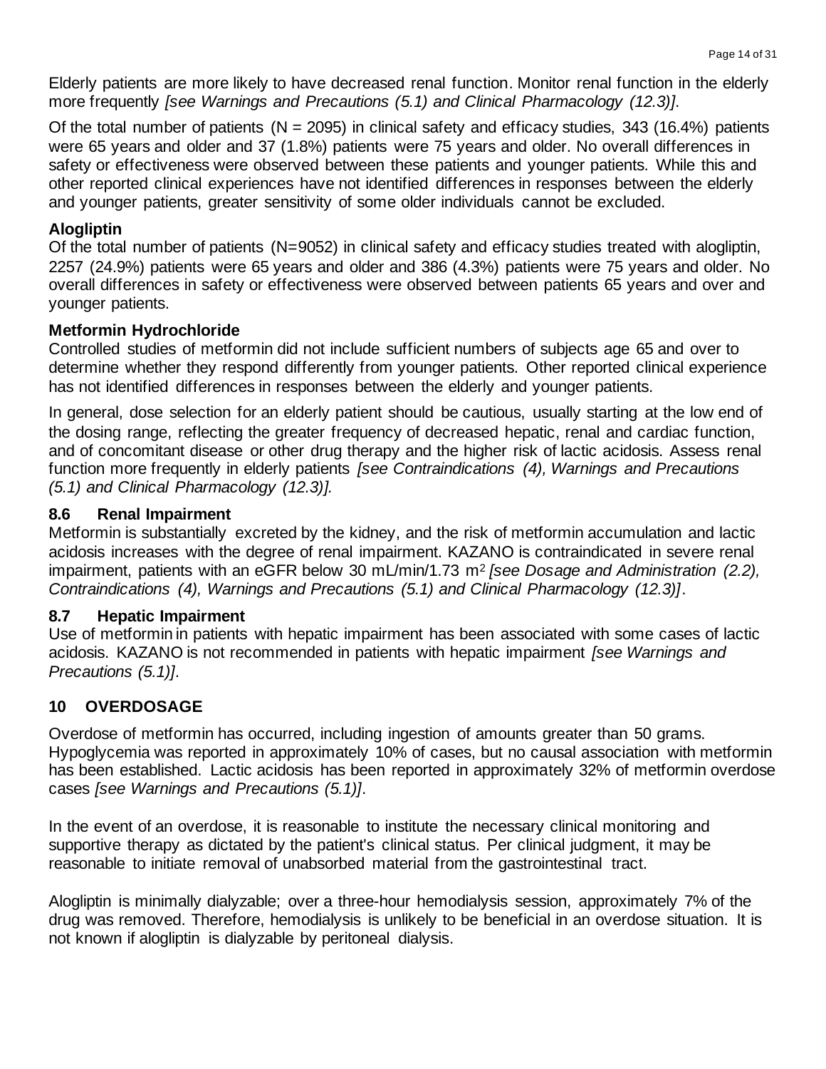Elderly patients are more likely to have decreased renal function. Monitor renal function in the elderly more frequently *[see Warnings and Precautions (5.1) and Clinical Pharmacology (12.3)]*.

Of the total number of patients (N = 2095) in clinical safety and efficacy studies, 343 (16.4%) patients were 65 years and older and 37 (1.8%) patients were 75 years and older. No overall differences in safety or effectiveness were observed between these patients and younger patients. While this and other reported clinical experiences have not identified differences in responses between the elderly and younger patients, greater sensitivity of some older individuals cannot be excluded.

**Alogliptin**

Of the total number of patients (N=9052) in clinical safety and efficacy studies treated with alogliptin, 2257 (24.9%) patients were 65 years and older and 386 (4.3%) patients were 75 years and older. No overall differences in safety or effectiveness were observed between patients 65 years and over and younger patients.

**Metformin Hydrochloride**

Controlled studies of metformin did not include sufficient numbers of subjects age 65 and over to determine whether they respond differently from younger patients. Other reported clinical experience has not identified differences in responses between the elderly and younger patients.

In general, dose selection for an elderly patient should be cautious, usually starting at the low end of the dosing range, reflecting the greater frequency of decreased hepatic, renal and cardiac function, and of concomitant disease or other drug therapy and the higher risk of lactic acidosis. Assess renal function more frequently in elderly patients *[see Contraindications (4), Warnings and Precautions (5.1) and Clinical Pharmacology (12.3)].*

### 8.6 Renal Impairment

Metformin is substantially excreted by the kidney, and the risk of metformin accumulation and lactic acidosis increases with the degree of renal impairment. KAZANO is contraindicated in severe renal impairment, patients with an eGFR below 30 mL/min/1.73 $m^2$ *[see Dosage and Administration (2.2), Contraindications (4), Warnings and Precautions (5.1) and Clinical Pharmacology (12.3)]*.

### 8.7 Hepatic Impairment

Use of metformin in patients with hepatic impairment has been associated with some cases of lactic acidosis. KAZANO is not recommended in patients with hepatic impairment *[see Warnings and Precautions (5.1)]*.

## 10 OVERDOSAGE

Overdose of metformin has occurred, including ingestion of amounts greater than 50 grams. Hypoglycemia was reported in approximately 10% of cases, but no causal association with metformin has been established. Lactic acidosis has been reported in approximately 32% of metformin overdose cases *[see Warnings and Precautions (5.1)]*.

In the event of an overdose, it is reasonable to institute the necessary clinical monitoring and supportive therapy as dictated by the patient's clinical status. Per clinical judgment, it may be reasonable to initiate removal of unabsorbed material from the gastrointestinal tract.

Alogliptin is minimally dialyzable; over a three-hour hemodialysis session, approximately 7% of the drug was removed. Therefore, hemodialysis is unlikely to be beneficial in an overdose situation. It is not known if alogliptin is dialyzable by peritoneal dialysis.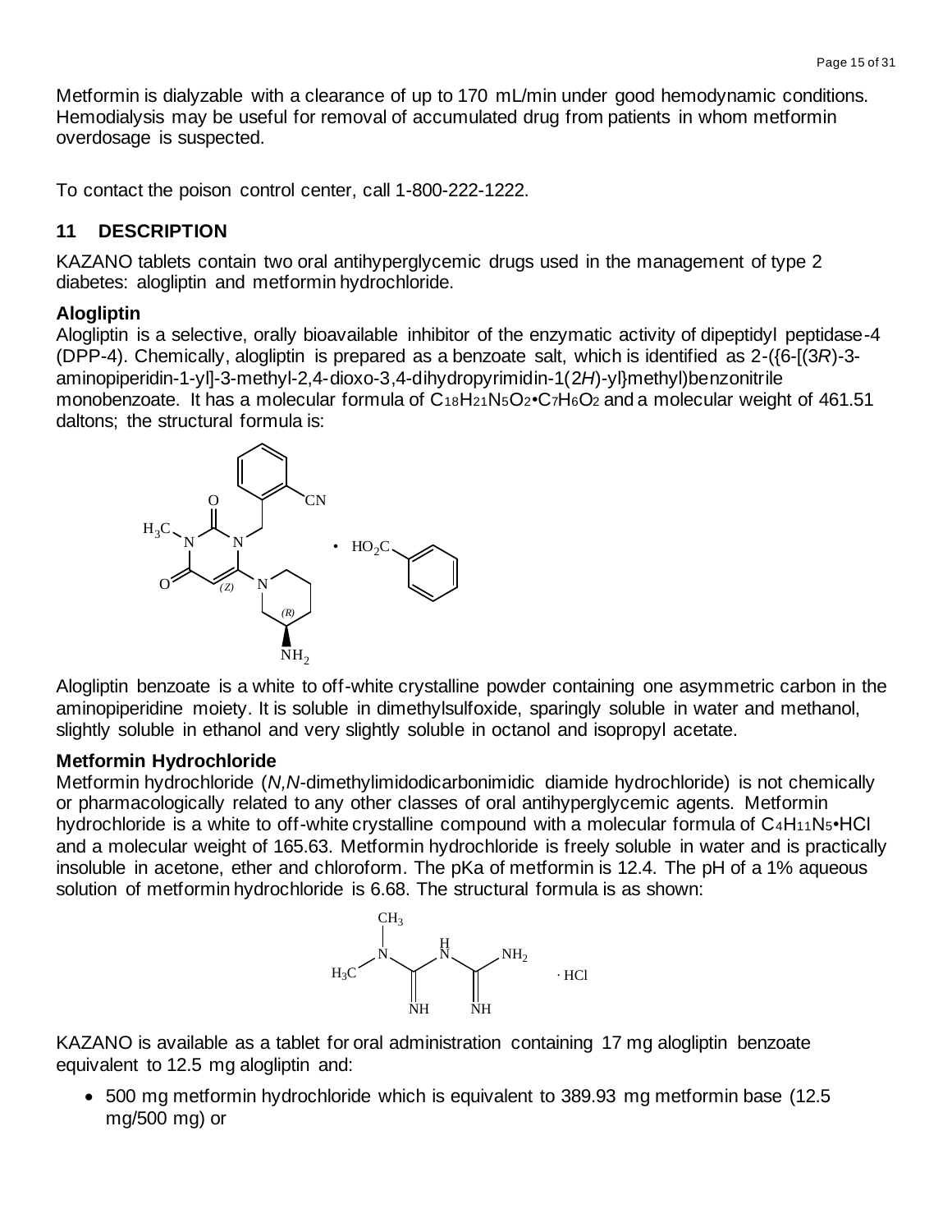Metformin is dialyzable with a clearance of up to 170 mL/min under good hemodynamic conditions. Hemodialysis may be useful for removal of accumulated drug from patients in whom metformin overdosage is suspected.

To contact the poison control center, call 1-800-222-1222.

## 11 DESCRIPTION

KAZANO tablets contain two oral antihyperglycemic drugs used in the management of type 2 diabetes: alogliptin and metformin hydrochloride.

### Alogliptin

Alogliptin is a selective, orally bioavailable inhibitor of the enzymatic activity of dipeptidyl peptidase-4 (DPP-4). Chemically, alogliptin is prepared as a benzoate salt, which is identified as 2-({6-[(3*R*)-3-aminopiperidin-1-yl]-3-methyl-2,4-dioxo-3,4-dihydropyrimidin-1(2*H*)-yl}methyl)benzonitrile monobenzoate. It has a molecular formula of $C_{18}H_{21}N_5O_2 \cdot C_7H_6O_2$ and a molecular weight of 461.51 daltons; the structural formula is:

Alogliptin benzoate is a white to off-white crystalline powder containing one asymmetric carbon in the aminopiperidine moiety. It is soluble in dimethylsulfoxide, sparingly soluble in water and methanol, slightly soluble in ethanol and very slightly soluble in octanol and isopropyl acetate.

### Metformin Hydrochloride

Metformin hydrochloride (*N,N*-dimethylimidodicarbonimidic diamide hydrochloride) is not chemically or pharmacologically related to any other classes of oral antihyperglycemic agents. Metformin hydrochloride is a white to off-white crystalline compound with a molecular formula of $C_4H_{11}N_5 \cdot HCl$ and a molecular weight of 165.63. Metformin hydrochloride is freely soluble in water and is practically insoluble in acetone, ether and chloroform. The pKa of metformin is 12.4. The pH of a 1% aqueous solution of metformin hydrochloride is 6.68. The structural formula is as shown:

KAZANO is available as a tablet for oral administration containing 17 mg alogliptin benzoate equivalent to 12.5 mg alogliptin and:

- 500 mg metformin hydrochloride which is equivalent to 389.93 mg metformin base (12.5 mg/500 mg) or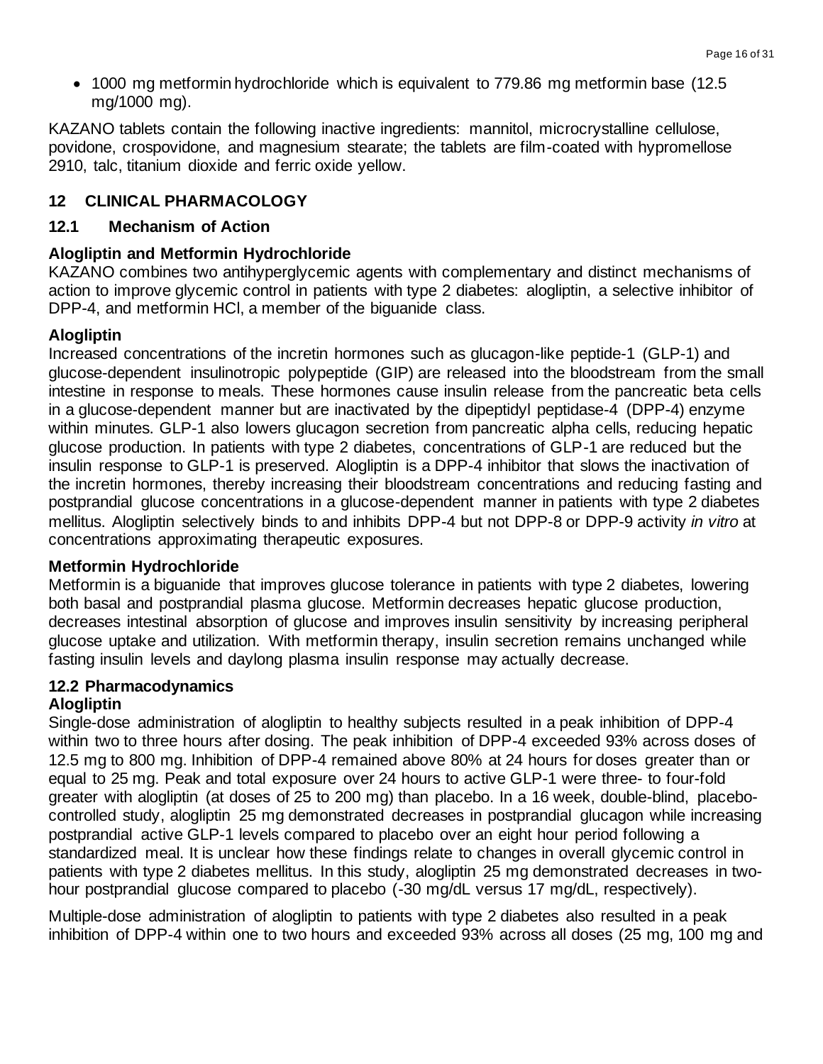- 1000 mg metformin hydrochloride which is equivalent to 779.86 mg metformin base (12.5 mg/1000 mg).

KAZANO tablets contain the following inactive ingredients: mannitol, microcrystalline cellulose, povidone, crospovidone, and magnesium stearate; the tablets are film-coated with hypromellose 2910, talc, titanium dioxide and ferric oxide yellow.

## 12 CLINICAL PHARMACOLOGY

### 12.1 Mechanism of Action

**Alogliptin and Metformin Hydrochloride**

KAZANO combines two antihyperglycemic agents with complementary and distinct mechanisms of action to improve glycemic control in patients with type 2 diabetes: alogliptin, a selective inhibitor of DPP-4, and metformin HCl, a member of the biguanide class.

**Alogliptin**

Increased concentrations of the incretin hormones such as glucagon-like peptide-1 (GLP-1) and glucose-dependent insulinotropic polypeptide (GIP) are released into the bloodstream from the small intestine in response to meals. These hormones cause insulin release from the pancreatic beta cells in a glucose-dependent manner but are inactivated by the dipeptidyl peptidase-4 (DPP-4) enzyme within minutes. GLP-1 also lowers glucagon secretion from pancreatic alpha cells, reducing hepatic glucose production. In patients with type 2 diabetes, concentrations of GLP-1 are reduced but the insulin response to GLP-1 is preserved. Alogliptin is a DPP-4 inhibitor that slows the inactivation of the incretin hormones, thereby increasing their bloodstream concentrations and reducing fasting and postprandial glucose concentrations in a glucose-dependent manner in patients with type 2 diabetes mellitus. Alogliptin selectively binds to and inhibits DPP-4 but not DPP-8 or DPP-9 activity *in vitro* at concentrations approximating therapeutic exposures.

**Metformin Hydrochloride**

Metformin is a biguanide that improves glucose tolerance in patients with type 2 diabetes, lowering both basal and postprandial plasma glucose. Metformin decreases hepatic glucose production, decreases intestinal absorption of glucose and improves insulin sensitivity by increasing peripheral glucose uptake and utilization. With metformin therapy, insulin secretion remains unchanged while fasting insulin levels and daylong plasma insulin response may actually decrease.

### 12.2 Pharmacodynamics

**Alogliptin**

Single-dose administration of alogliptin to healthy subjects resulted in a peak inhibition of DPP-4 within two to three hours after dosing. The peak inhibition of DPP-4 exceeded 93% across doses of 12.5 mg to 800 mg. Inhibition of DPP-4 remained above 80% at 24 hours for doses greater than or equal to 25 mg. Peak and total exposure over 24 hours to active GLP-1 were three- to four-fold greater with alogliptin (at doses of 25 to 200 mg) than placebo. In a 16 week, double-blind, placebo-controlled study, alogliptin 25 mg demonstrated decreases in postprandial glucagon while increasing postprandial active GLP-1 levels compared to placebo over an eight hour period following a standardized meal. It is unclear how these findings relate to changes in overall glycemic control in patients with type 2 diabetes mellitus. In this study, alogliptin 25 mg demonstrated decreases in two-hour postprandial glucose compared to placebo (-30 mg/dL versus 17 mg/dL, respectively).

Multiple-dose administration of alogliptin to patients with type 2 diabetes also resulted in a peak inhibition of DPP-4 within one to two hours and exceeded 93% across all doses (25 mg, 100 mg and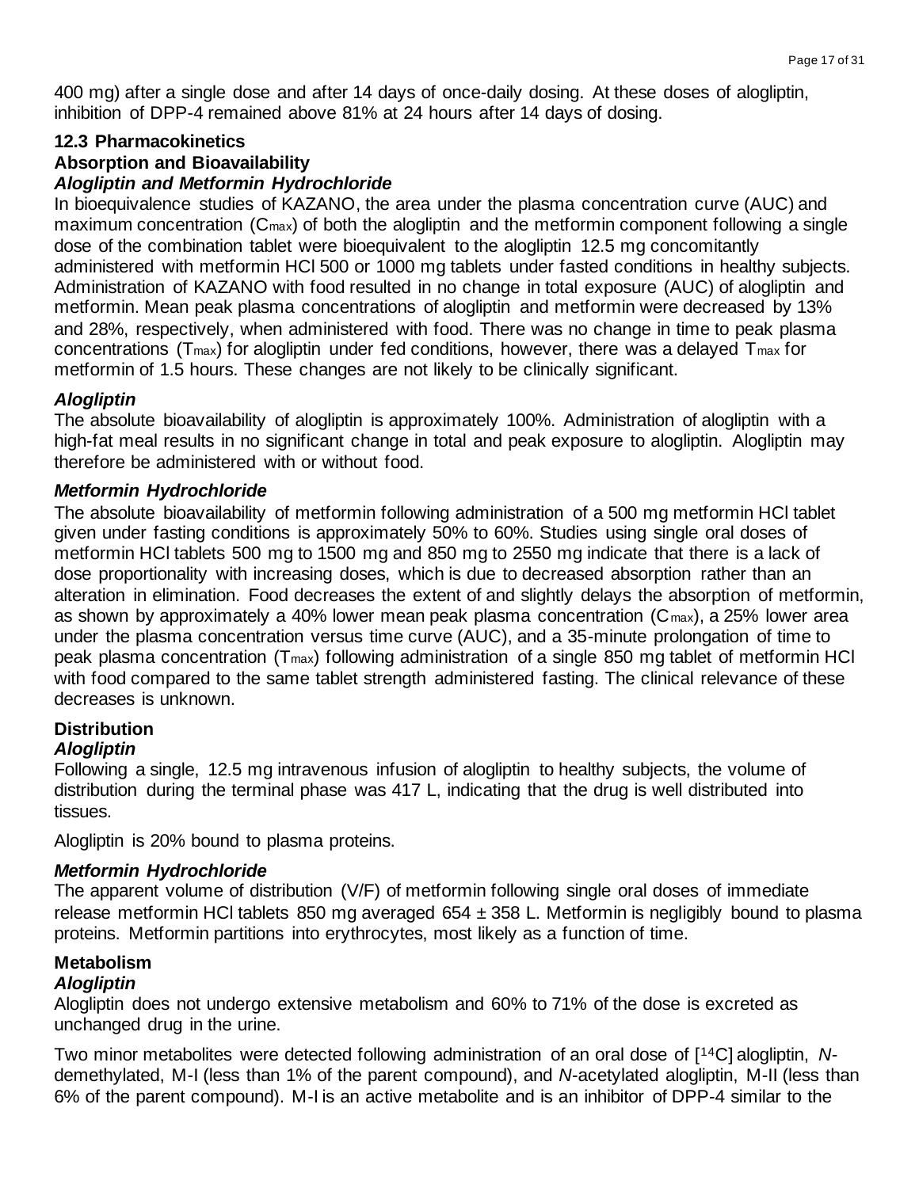400 mg) after a single dose and after 14 days of once-daily dosing. At these doses of alogliptin, inhibition of DPP-4 remained above 81% at 24 hours after 14 days of dosing.

### 12.3 Pharmacokinetics

**Absorption and Bioavailability**

***Alogliptin and Metformin Hydrochloride***

In bioequivalence studies of KAZANO, the area under the plasma concentration curve (AUC) and maximum concentration ($C_{max}$) of both the alogliptin and the metformin component following a single dose of the combination tablet were bioequivalent to the alogliptin 12.5 mg concomitantly administered with metformin HCl 500 or 1000 mg tablets under fasted conditions in healthy subjects. Administration of KAZANO with food resulted in no change in total exposure (AUC) of alogliptin and metformin. Mean peak plasma concentrations of alogliptin and metformin were decreased by 13% and 28%, respectively, when administered with food. There was no change in time to peak plasma concentrations ($T_{max}$) for alogliptin under fed conditions, however, there was a delayed $T_{max}$ for metformin of 1.5 hours. These changes are not likely to be clinically significant.

***Alogliptin***

The absolute bioavailability of alogliptin is approximately 100%. Administration of alogliptin with a high-fat meal results in no significant change in total and peak exposure to alogliptin. Alogliptin may therefore be administered with or without food.

***Metformin Hydrochloride***

The absolute bioavailability of metformin following administration of a 500 mg metformin HCl tablet given under fasting conditions is approximately 50% to 60%. Studies using single oral doses of metformin HCl tablets 500 mg to 1500 mg and 850 mg to 2550 mg indicate that there is a lack of dose proportionality with increasing doses, which is due to decreased absorption rather than an alteration in elimination. Food decreases the extent of and slightly delays the absorption of metformin, as shown by approximately a 40% lower mean peak plasma concentration ($C_{max}$), a 25% lower area under the plasma concentration versus time curve (AUC), and a 35-minute prolongation of time to peak plasma concentration ($T_{max}$) following administration of a single 850 mg tablet of metformin HCl with food compared to the same tablet strength administered fasting. The clinical relevance of these decreases is unknown.

**Distribution**

***Alogliptin***

Following a single, 12.5 mg intravenous infusion of alogliptin to healthy subjects, the volume of distribution during the terminal phase was 417 L, indicating that the drug is well distributed into tissues.

Alogliptin is 20% bound to plasma proteins.

***Metformin Hydrochloride***

The apparent volume of distribution (V/F) of metformin following single oral doses of immediate release metformin HCl tablets 850 mg averaged 654 ± 358 L. Metformin is negligibly bound to plasma proteins. Metformin partitions into erythrocytes, most likely as a function of time.

**Metabolism**

***Alogliptin***

Alogliptin does not undergo extensive metabolism and 60% to 71% of the dose is excreted as unchanged drug in the urine.

Two minor metabolites were detected following administration of an oral dose of [$^{14}$C] alogliptin, *N*-demethylated, M-I (less than 1% of the parent compound), and *N*-acetylated alogliptin, M-II (less than 6% of the parent compound). M-I is an active metabolite and is an inhibitor of DPP-4 similar to the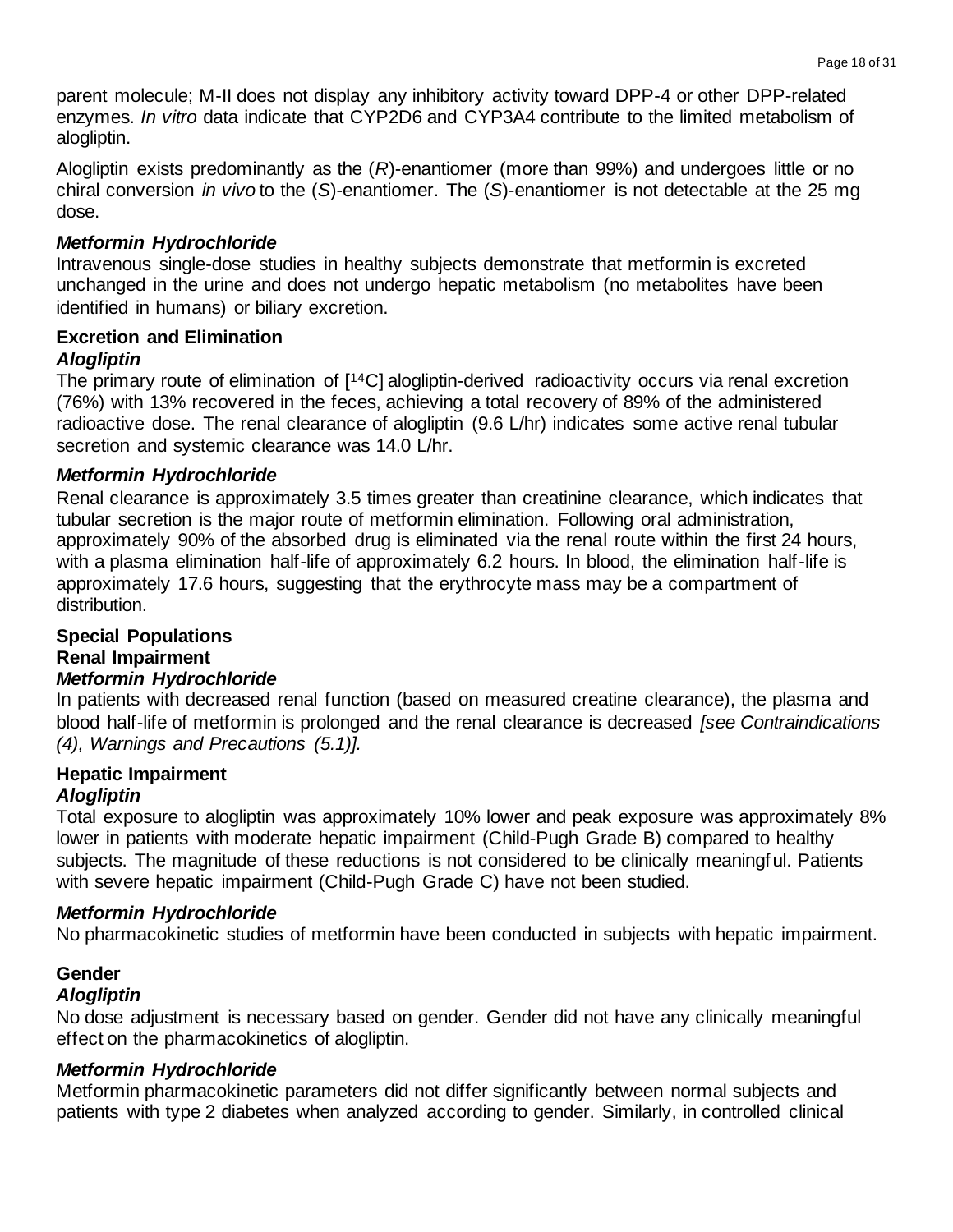parent molecule; M-II does not display any inhibitory activity toward DPP-4 or other DPP-related enzymes. *In vitro* data indicate that CYP2D6 and CYP3A4 contribute to the limited metabolism of alogliptin.

Alogliptin exists predominantly as the (*R*)-enantiomer (more than 99%) and undergoes little or no chiral conversion *in vivo* to the (*S*)-enantiomer. The (*S*)-enantiomer is not detectable at the 25 mg dose.

***Metformin Hydrochloride***

Intravenous single-dose studies in healthy subjects demonstrate that metformin is excreted unchanged in the urine and does not undergo hepatic metabolism (no metabolites have been identified in humans) or biliary excretion.

**Excretion and Elimination**

***Alogliptin***

The primary route of elimination of [$^{14}$C] alogliptin-derived radioactivity occurs via renal excretion (76%) with 13% recovered in the feces, achieving a total recovery of 89% of the administered radioactive dose. The renal clearance of alogliptin (9.6 L/hr) indicates some active renal tubular secretion and systemic clearance was 14.0 L/hr.

***Metformin Hydrochloride***

Renal clearance is approximately 3.5 times greater than creatinine clearance, which indicates that tubular secretion is the major route of metformin elimination. Following oral administration, approximately 90% of the absorbed drug is eliminated via the renal route within the first 24 hours, with a plasma elimination half-life of approximately 6.2 hours. In blood, the elimination half-life is approximately 17.6 hours, suggesting that the erythrocyte mass may be a compartment of distribution.

**Special Populations**

**Renal Impairment**

***Metformin Hydrochloride***

In patients with decreased renal function (based on measured creatine clearance), the plasma and blood half-life of metformin is prolonged and the renal clearance is decreased *[see Contraindications (4), Warnings and Precautions (5.1)].*

**Hepatic Impairment**

***Alogliptin***

Total exposure to alogliptin was approximately 10% lower and peak exposure was approximately 8% lower in patients with moderate hepatic impairment (Child-Pugh Grade B) compared to healthy subjects. The magnitude of these reductions is not considered to be clinically meaningful. Patients with severe hepatic impairment (Child-Pugh Grade C) have not been studied.

***Metformin Hydrochloride***

No pharmacokinetic studies of metformin have been conducted in subjects with hepatic impairment.

**Gender**

***Alogliptin***

No dose adjustment is necessary based on gender. Gender did not have any clinically meaningful effect on the pharmacokinetics of alogliptin.

***Metformin Hydrochloride***

Metformin pharmacokinetic parameters did not differ significantly between normal subjects and patients with type 2 diabetes when analyzed according to gender. Similarly, in controlled clinical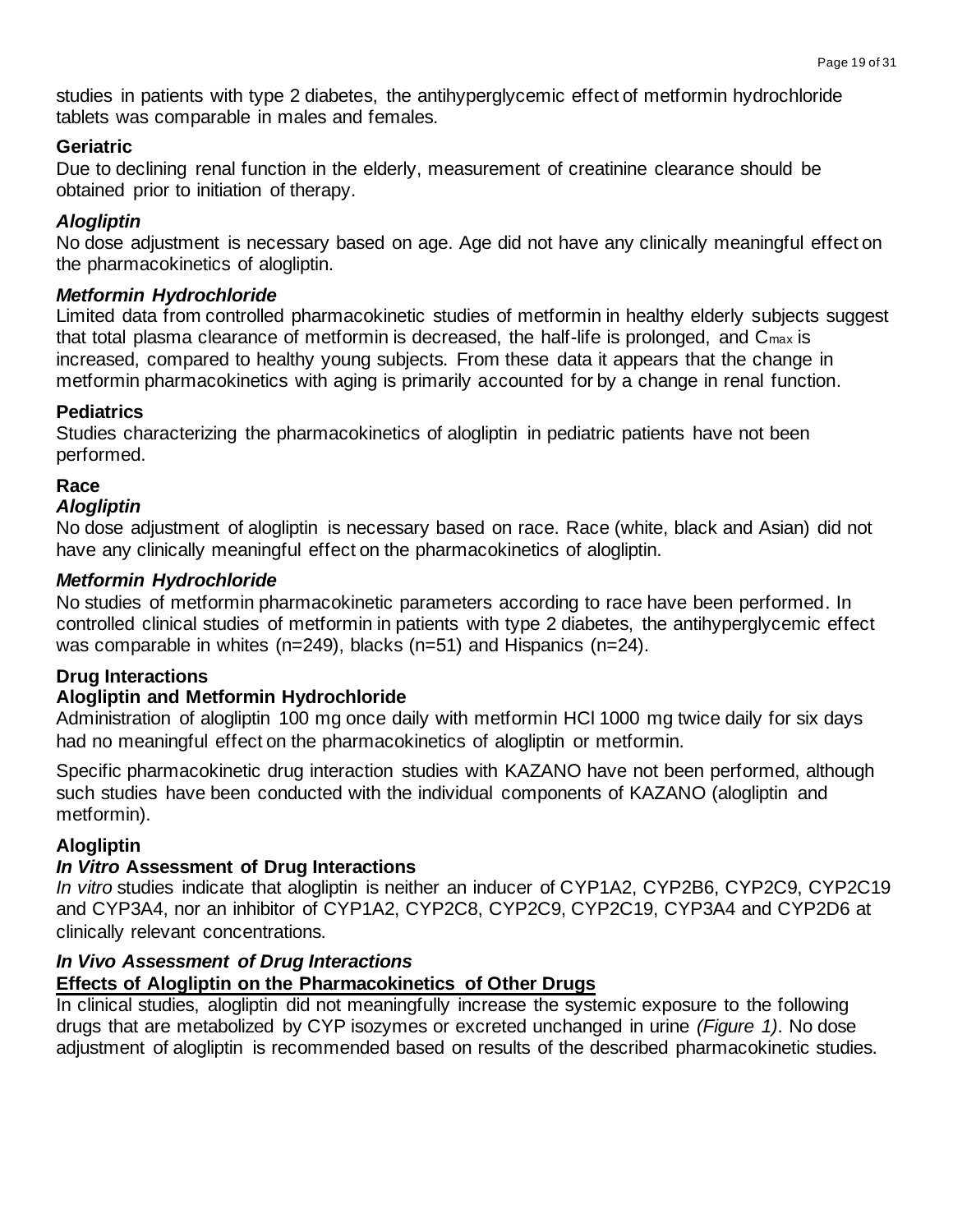studies in patients with type 2 diabetes, the antihyperglycemic effect of metformin hydrochloride tablets was comparable in males and females.

**Geriatric**

Due to declining renal function in the elderly, measurement of creatinine clearance should be obtained prior to initiation of therapy.

***Alogliptin***

No dose adjustment is necessary based on age. Age did not have any clinically meaningful effect on the pharmacokinetics of alogliptin.

***Metformin Hydrochloride***

Limited data from controlled pharmacokinetic studies of metformin in healthy elderly subjects suggest that total plasma clearance of metformin is decreased, the half-life is prolonged, and $C_{max}$ is increased, compared to healthy young subjects. From these data it appears that the change in metformin pharmacokinetics with aging is primarily accounted for by a change in renal function.

**Pediatrics**

Studies characterizing the pharmacokinetics of alogliptin in pediatric patients have not been performed.

**Race**

***Alogliptin***

No dose adjustment of alogliptin is necessary based on race. Race (white, black and Asian) did not have any clinically meaningful effect on the pharmacokinetics of alogliptin.

***Metformin Hydrochloride***

No studies of metformin pharmacokinetic parameters according to race have been performed. In controlled clinical studies of metformin in patients with type 2 diabetes, the antihyperglycemic effect was comparable in whites (n=249), blacks (n=51) and Hispanics (n=24).

**Drug Interactions**

**Alogliptin and Metformin Hydrochloride**

Administration of alogliptin 100 mg once daily with metformin HCl 1000 mg twice daily for six days had no meaningful effect on the pharmacokinetics of alogliptin or metformin.

Specific pharmacokinetic drug interaction studies with KAZANO have not been performed, although such studies have been conducted with the individual components of KAZANO (alogliptin and metformin).

**Alogliptin**

***In Vitro*** **Assessment of Drug Interactions**

*In vitro* studies indicate that alogliptin is neither an inducer of CYP1A2, CYP2B6, CYP2C9, CYP2C19 and CYP3A4, nor an inhibitor of CYP1A2, CYP2C8, CYP2C9, CYP2C19, CYP3A4 and CYP2D6 at clinically relevant concentrations.

***In Vivo Assessment of Drug Interactions***

**Effects of Alogliptin on the Pharmacokinetics of Other Drugs**

In clinical studies, alogliptin did not meaningfully increase the systemic exposure to the following drugs that are metabolized by CYP isozymes or excreted unchanged in urine *(Figure 1)*. No dose adjustment of alogliptin is recommended based on results of the described pharmacokinetic studies.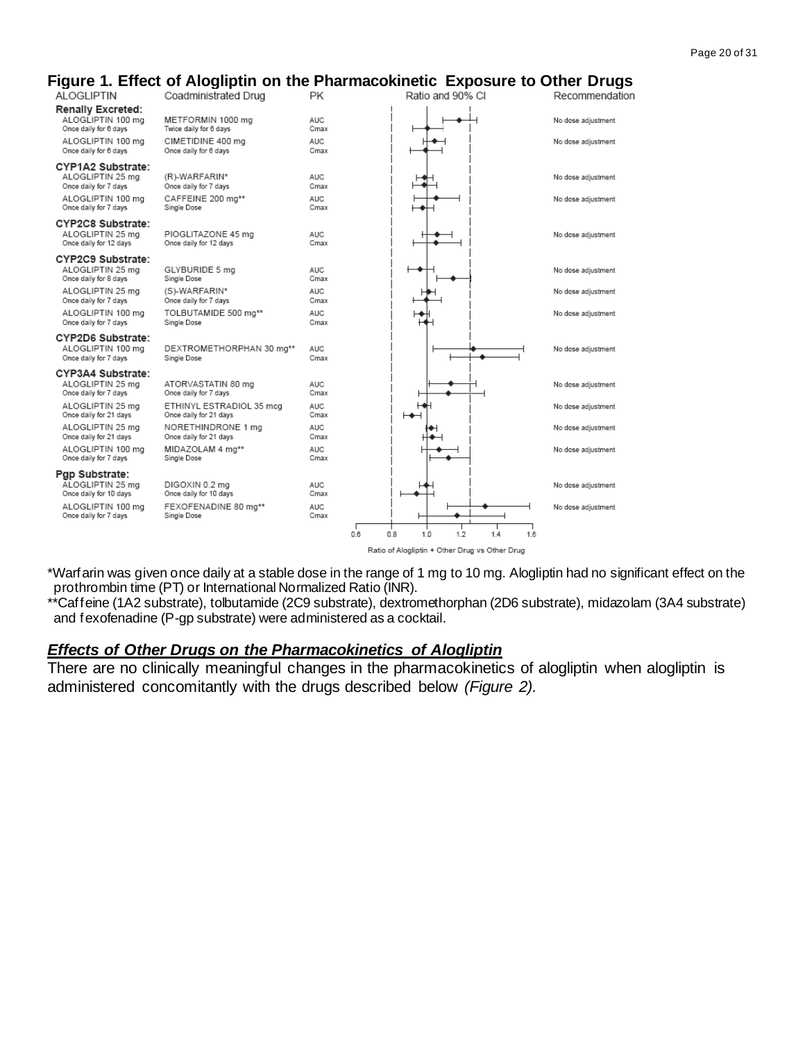**Figure 1. Effect of Alogliptin on the Pharmacokinetic Exposure to Other Drugs**

| ALOGLIPTIN | Coadministrated Drug | PK | Recommendation |
| --- | --- | --- | --- |
| **Renally Excreted:** | | | |
| ALOGLIPTIN 100 mg Once daily for 6 days | METFORMIN 1000 mg Twice daily for 6 days | AUC / Cmax | No dose adjustment |
| ALOGLIPTIN 100 mg Once daily for 6 days | CIMETIDINE 400 mg Once daily for 6 days | AUC / Cmax | No dose adjustment |
| **CYP1A2 Substrate:** | | | |
| ALOGLIPTIN 25 mg Once daily for 7 days | (R)-WARFARIN* Once daily for 7 days | AUC / Cmax | No dose adjustment |
| ALOGLIPTIN 100 mg Once daily for 7 days | CAFFEINE 200 mg** Single Dose | AUC / Cmax | No dose adjustment |
| **CYP2C8 Substrate:** | | | |
| ALOGLIPTIN 25 mg Once daily for 12 days | PIOGLITAZONE 45 mg Once daily for 12 days | AUC / Cmax | No dose adjustment |
| **CYP2C9 Substrate:** | | | |
| ALOGLIPTIN 25 mg Once daily for 8 days | GLYBURIDE 5 mg Single Dose | AUC / Cmax | No dose adjustment |
| ALOGLIPTIN 25 mg Once daily for 7 days | (S)-WARFARIN* Once daily for 7 days | AUC / Cmax | No dose adjustment |
| ALOGLIPTIN 100 mg Once daily for 7 days | TOLBUTAMIDE 500 mg** Single Dose | AUC / Cmax | No dose adjustment |
| **CYP2D6 Substrate:** | | | |
| ALOGLIPTIN 100 mg Once daily for 7 days | DEXTROMETHORPHAN 30 mg** Single Dose | AUC / Cmax | No dose adjustment |
| **CYP3A4 Substrate:** | | | |
| ALOGLIPTIN 25 mg Once daily for 7 days | ATORVASTATIN 80 mg Once daily for 7 days | AUC / Cmax | No dose adjustment |
| ALOGLIPTIN 25 mg Once daily for 21 days | ETHINYL ESTRADIOL 35 mcg Once daily for 21 days | AUC / Cmax | No dose adjustment |
| ALOGLIPTIN 25 mg Once daily for 21 days | NORETHINDRONE 1 mg Once daily for 21 days | AUC / Cmax | No dose adjustment |
| ALOGLIPTIN 100 mg Once daily for 7 days | MIDAZOLAM 4 mg** Single Dose | AUC / Cmax | No dose adjustment |
| **Pgp Substrate:** | | | |
| ALOGLIPTIN 25 mg Once daily for 10 days | DIGOXIN 0.2 mg Once daily for 10 days | AUC / Cmax | No dose adjustment |
| ALOGLIPTIN 100 mg Once daily for 7 days | FEXOFENADINE 80 mg** Single Dose | AUC / Cmax | No dose adjustment |

Ratio and 90% CI (x-axis: 0.6, 0.8, 1.0, 1.2, 1.4, 1.6) — Ratio of Alogliptin + Other Drug vs Other Drug

*Warfarin was given once daily at a stable dose in the range of 1 mg to 10 mg. Alogliptin had no significant effect on the prothrombin time (PT) or International Normalized Ratio (INR).

**Caffeine (1A2 substrate), tolbutamide (2C9 substrate), dextromethorphan (2D6 substrate), midazolam (3A4 substrate) and fexofenadine (P-gp substrate) were administered as a cocktail.

## ***Effects of Other Drugs on the Pharmacokinetics of Alogliptin***

There are no clinically meaningful changes in the pharmacokinetics of alogliptin when alogliptin is administered concomitantly with the drugs described below *(Figure 2).*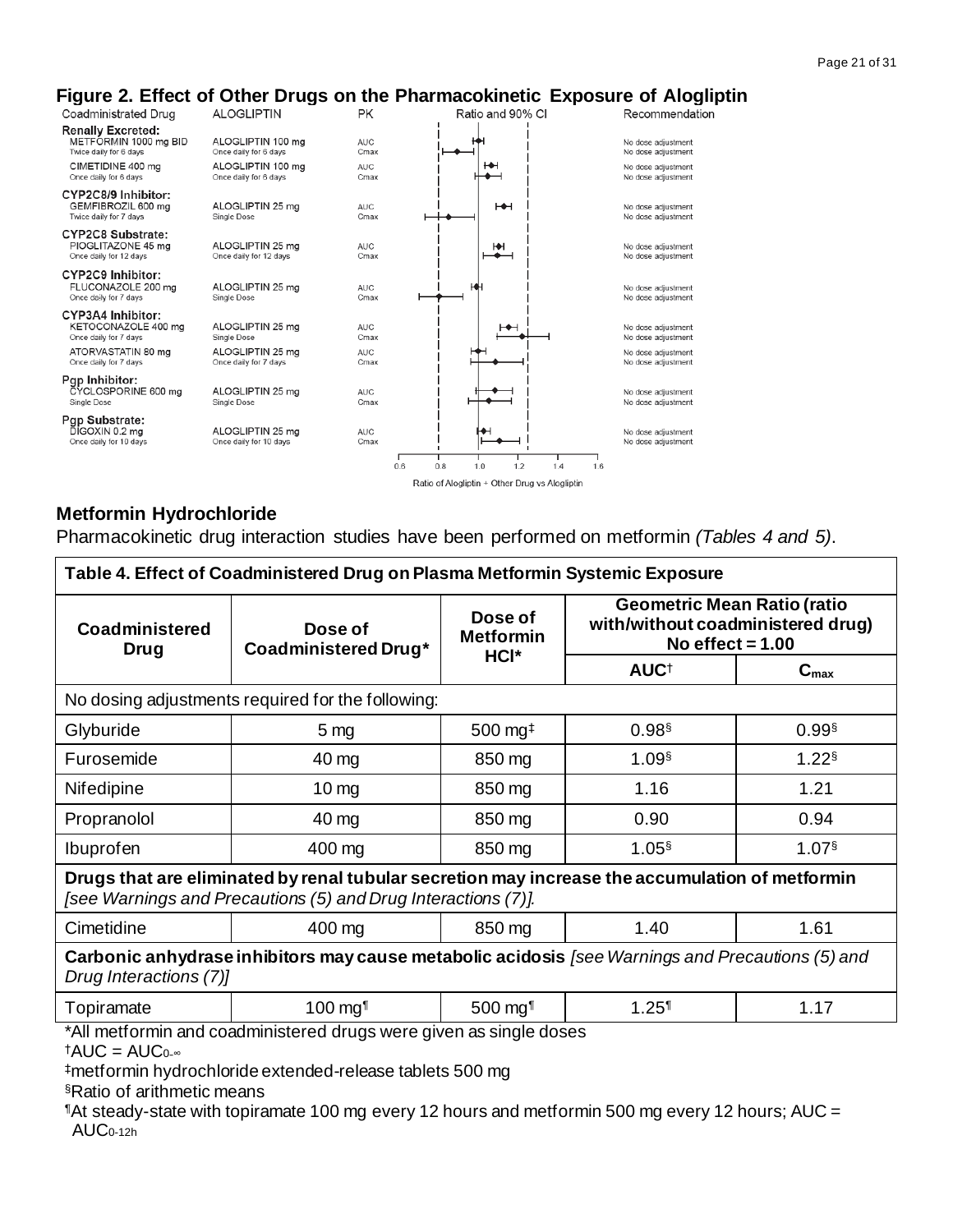## Figure 2. Effect of Other Drugs on the Pharmacokinetic Exposure of Alogliptin

| Coadministrated Drug | ALOGLIPTIN | PK | Recommendation |
|---|---|---|---|
| **Renally Excreted:** | | | |
| METFORMIN 1000 mg BID Twice daily for 6 days | ALOGLIPTIN 100 mg Once daily for 6 days | AUC | No dose adjustment |
| | | Cmax | No dose adjustment |
| CIMETIDINE 400 mg Once daily for 6 days | ALOGLIPTIN 100 mg Once daily for 6 days | AUC | No dose adjustment |
| | | Cmax | No dose adjustment |
| **CYP2C8/9 Inhibitor:** | | | |
| GEMFIBROZIL 600 mg Twice daily for 7 days | ALOGLIPTIN 25 mg Single Dose | AUC | No dose adjustment |
| | | Cmax | No dose adjustment |
| **CYP2C8 Substrate:** | | | |
| PIOGLITAZONE 45 mg Once daily for 12 days | ALOGLIPTIN 25 mg Once daily for 12 days | AUC | No dose adjustment |
| | | Cmax | No dose adjustment |
| **CYP2C9 Inhibitor:** | | | |
| FLUCONAZOLE 200 mg Once daily for 7 days | ALOGLIPTIN 25 mg Single Dose | AUC | No dose adjustment |
| | | Cmax | No dose adjustment |
| **CYP3A4 Inhibitor:** | | | |
| KETOCONAZOLE 400 mg Once daily for 7 days | ALOGLIPTIN 25 mg Single Dose | AUC | No dose adjustment |
| | | Cmax | No dose adjustment |
| ATORVASTATIN 80 mg Once daily for 7 days | ALOGLIPTIN 25 mg Once daily for 7 days | AUC | No dose adjustment |
| | | Cmax | No dose adjustment |
| **Pgp Inhibitor:** | | | |
| CYCLOSPORINE 600 mg Single Dose | ALOGLIPTIN 25 mg Single Dose | AUC | No dose adjustment |
| | | Cmax | No dose adjustment |
| **Pgp Substrate:** | | | |
| DIGOXIN 0.2 mg Once daily for 10 days | ALOGLIPTIN 25 mg Once daily for 10 days | AUC | No dose adjustment |
| | | Cmax | No dose adjustment |

Ratio and 90% CI

Ratio of Alogliptin + Other Drug vs Alogliptin

### Metformin Hydrochloride

Pharmacokinetic drug interaction studies have been performed on metformin *(Tables 4 and 5)*.

**Table 4. Effect of Coadministered Drug on Plasma Metformin Systemic Exposure**

| Coadministered Drug | Dose of Coadministered Drug* | Dose of Metformin HCl* | Geometric Mean Ratio (ratio with/without coadministered drug) No effect = 1.00 | |
|---|---|---|---|---|
| | | | AUC† | $C_{max}$ |
| No dosing adjustments required for the following: | | | | |
| Glyburide | 5 mg | 500 mg‡ | 0.98§ | 0.99§ |
| Furosemide | 40 mg | 850 mg | 1.09§ | 1.22§ |
| Nifedipine | 10 mg | 850 mg | 1.16 | 1.21 |
| Propranolol | 40 mg | 850 mg | 0.90 | 0.94 |
| Ibuprofen | 400 mg | 850 mg | 1.05§ | 1.07§ |
| **Drugs that are eliminated by renal tubular secretion may increase the accumulation of metformin** *[see Warnings and Precautions (5) and Drug Interactions (7)].* | | | | |
| Cimetidine | 400 mg | 850 mg | 1.40 | 1.61 |
| **Carbonic anhydrase inhibitors may cause metabolic acidosis** *[see Warnings and Precautions (5) and Drug Interactions (7)]* | | | | |
| Topiramate | 100 mg¶ | 500 mg¶ | 1.25¶ | 1.17 |

*All metformin and coadministered drugs were given as single doses

†AUC = $AUC_{0-\infty}$

‡metformin hydrochloride extended-release tablets 500 mg

§Ratio of arithmetic means

¶At steady-state with topiramate 100 mg every 12 hours and metformin 500 mg every 12 hours; AUC = $AUC_{0-12h}$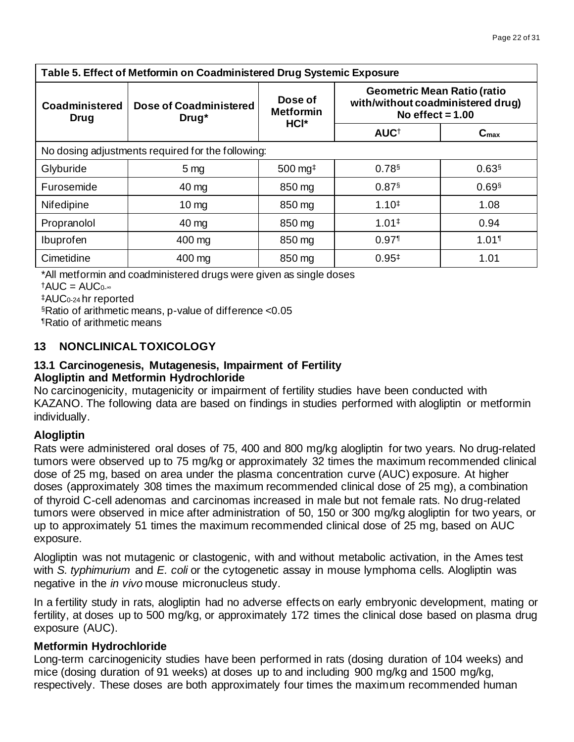| Table 5. Effect of Metformin on Coadministered Drug Systemic Exposure | | | | |
|---|---|---|---|---|
| Coadministered Drug | Dose of Coadministered Drug* | Dose of Metformin HCl* | Geometric Mean Ratio (ratio with/without coadministered drug) No effect = 1.00 | |
| | | | AUC[†] | $C_{max}$ |
| No dosing adjustments required for the following: | | | | |
| Glyburide | 5 mg | 500 mg[‡] | 0.78[§] | 0.63[§] |
| Furosemide | 40 mg | 850 mg | 0.87[§] | 0.69[§] |
| Nifedipine | 10 mg | 850 mg | 1.10[‡] | 1.08 |
| Propranolol | 40 mg | 850 mg | 1.01[‡] | 0.94 |
| Ibuprofen | 400 mg | 850 mg | 0.97[¶] | 1.01[¶] |
| Cimetidine | 400 mg | 850 mg | 0.95[‡] | 1.01 |

*All metformin and coadministered drugs were given as single doses

[†]AUC = $AUC_{0-\infty}$

[‡]$AUC_{0-24}$ hr reported

[§]Ratio of arithmetic means, p-value of difference <0.05

[¶]Ratio of arithmetic means

## 13 NONCLINICAL TOXICOLOGY

### 13.1 Carcinogenesis, Mutagenesis, Impairment of Fertility

**Alogliptin and Metformin Hydrochloride**

No carcinogenicity, mutagenicity or impairment of fertility studies have been conducted with KAZANO. The following data are based on findings in studies performed with alogliptin or metformin individually.

**Alogliptin**

Rats were administered oral doses of 75, 400 and 800 mg/kg alogliptin for two years. No drug-related tumors were observed up to 75 mg/kg or approximately 32 times the maximum recommended clinical dose of 25 mg, based on area under the plasma concentration curve (AUC) exposure. At higher doses (approximately 308 times the maximum recommended clinical dose of 25 mg), a combination of thyroid C-cell adenomas and carcinomas increased in male but not female rats. No drug-related tumors were observed in mice after administration of 50, 150 or 300 mg/kg alogliptin for two years, or up to approximately 51 times the maximum recommended clinical dose of 25 mg, based on AUC exposure.

Alogliptin was not mutagenic or clastogenic, with and without metabolic activation, in the Ames test with *S. typhimurium* and *E. coli* or the cytogenetic assay in mouse lymphoma cells. Alogliptin was negative in the *in vivo* mouse micronucleus study.

In a fertility study in rats, alogliptin had no adverse effects on early embryonic development, mating or fertility, at doses up to 500 mg/kg, or approximately 172 times the clinical dose based on plasma drug exposure (AUC).

**Metformin Hydrochloride**

Long-term carcinogenicity studies have been performed in rats (dosing duration of 104 weeks) and mice (dosing duration of 91 weeks) at doses up to and including 900 mg/kg and 1500 mg/kg, respectively. These doses are both approximately four times the maximum recommended human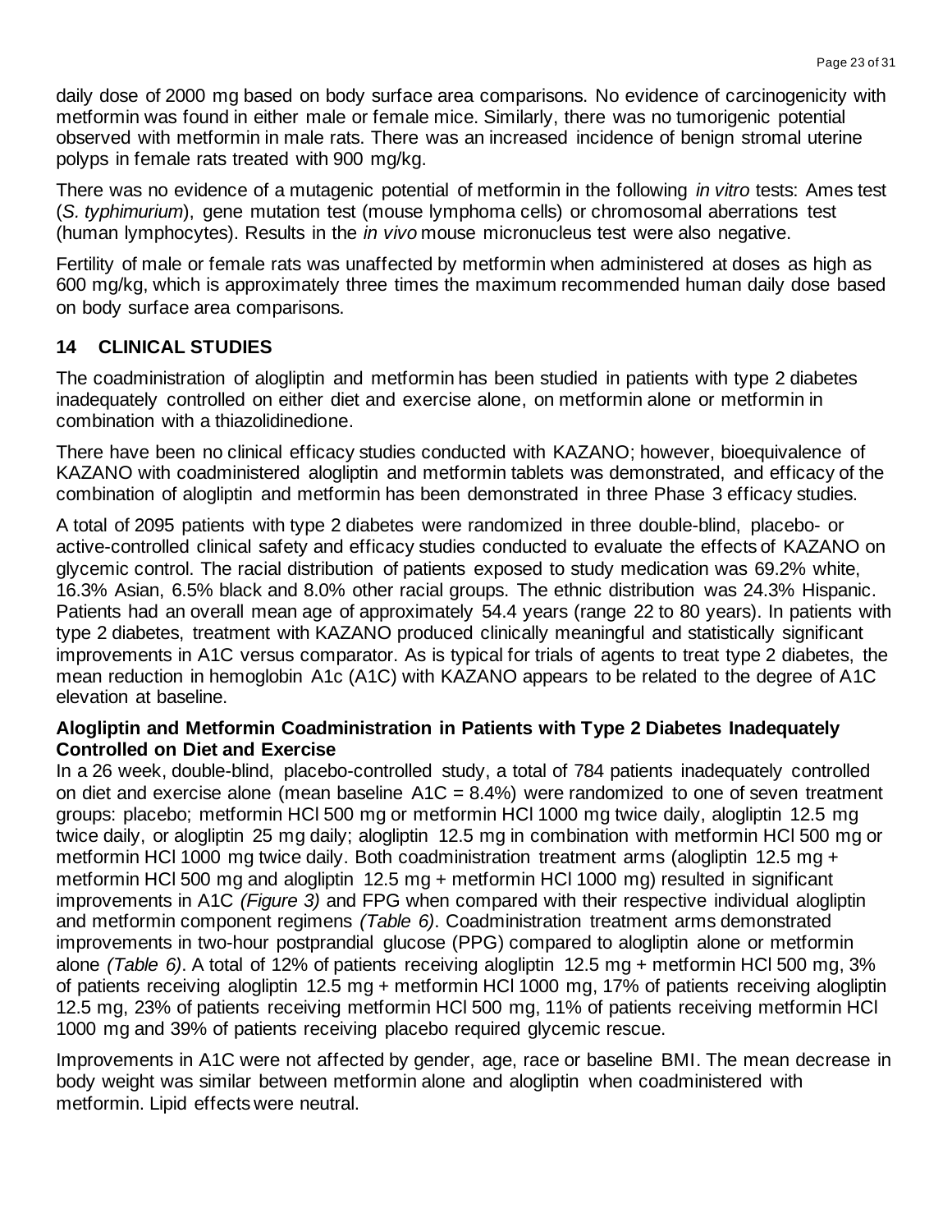daily dose of 2000 mg based on body surface area comparisons. No evidence of carcinogenicity with metformin was found in either male or female mice. Similarly, there was no tumorigenic potential observed with metformin in male rats. There was an increased incidence of benign stromal uterine polyps in female rats treated with 900 mg/kg.

There was no evidence of a mutagenic potential of metformin in the following *in vitro* tests: Ames test (*S. typhimurium*), gene mutation test (mouse lymphoma cells) or chromosomal aberrations test (human lymphocytes). Results in the *in vivo* mouse micronucleus test were also negative.

Fertility of male or female rats was unaffected by metformin when administered at doses as high as 600 mg/kg, which is approximately three times the maximum recommended human daily dose based on body surface area comparisons.

## 14 CLINICAL STUDIES

The coadministration of alogliptin and metformin has been studied in patients with type 2 diabetes inadequately controlled on either diet and exercise alone, on metformin alone or metformin in combination with a thiazolidinedione.

There have been no clinical efficacy studies conducted with KAZANO; however, bioequivalence of KAZANO with coadministered alogliptin and metformin tablets was demonstrated, and efficacy of the combination of alogliptin and metformin has been demonstrated in three Phase 3 efficacy studies.

A total of 2095 patients with type 2 diabetes were randomized in three double-blind, placebo- or active-controlled clinical safety and efficacy studies conducted to evaluate the effects of KAZANO on glycemic control. The racial distribution of patients exposed to study medication was 69.2% white, 16.3% Asian, 6.5% black and 8.0% other racial groups. The ethnic distribution was 24.3% Hispanic. Patients had an overall mean age of approximately 54.4 years (range 22 to 80 years). In patients with type 2 diabetes, treatment with KAZANO produced clinically meaningful and statistically significant improvements in A1C versus comparator. As is typical for trials of agents to treat type 2 diabetes, the mean reduction in hemoglobin A1c (A1C) with KAZANO appears to be related to the degree of A1C elevation at baseline.

**Alogliptin and Metformin Coadministration in Patients with Type 2 Diabetes Inadequately Controlled on Diet and Exercise**

In a 26 week, double-blind, placebo-controlled study, a total of 784 patients inadequately controlled on diet and exercise alone (mean baseline A1C = 8.4%) were randomized to one of seven treatment groups: placebo; metformin HCl 500 mg or metformin HCl 1000 mg twice daily, alogliptin 12.5 mg twice daily, or alogliptin 25 mg daily; alogliptin 12.5 mg in combination with metformin HCl 500 mg or metformin HCl 1000 mg twice daily. Both coadministration treatment arms (alogliptin 12.5 mg + metformin HCl 500 mg and alogliptin 12.5 mg + metformin HCl 1000 mg) resulted in significant improvements in A1C *(Figure 3)* and FPG when compared with their respective individual alogliptin and metformin component regimens *(Table 6)*. Coadministration treatment arms demonstrated improvements in two-hour postprandial glucose (PPG) compared to alogliptin alone or metformin alone *(Table 6)*. A total of 12% of patients receiving alogliptin 12.5 mg + metformin HCl 500 mg, 3% of patients receiving alogliptin 12.5 mg + metformin HCl 1000 mg, 17% of patients receiving alogliptin 12.5 mg, 23% of patients receiving metformin HCl 500 mg, 11% of patients receiving metformin HCl 1000 mg and 39% of patients receiving placebo required glycemic rescue.

Improvements in A1C were not affected by gender, age, race or baseline BMI. The mean decrease in body weight was similar between metformin alone and alogliptin when coadministered with metformin. Lipid effects were neutral.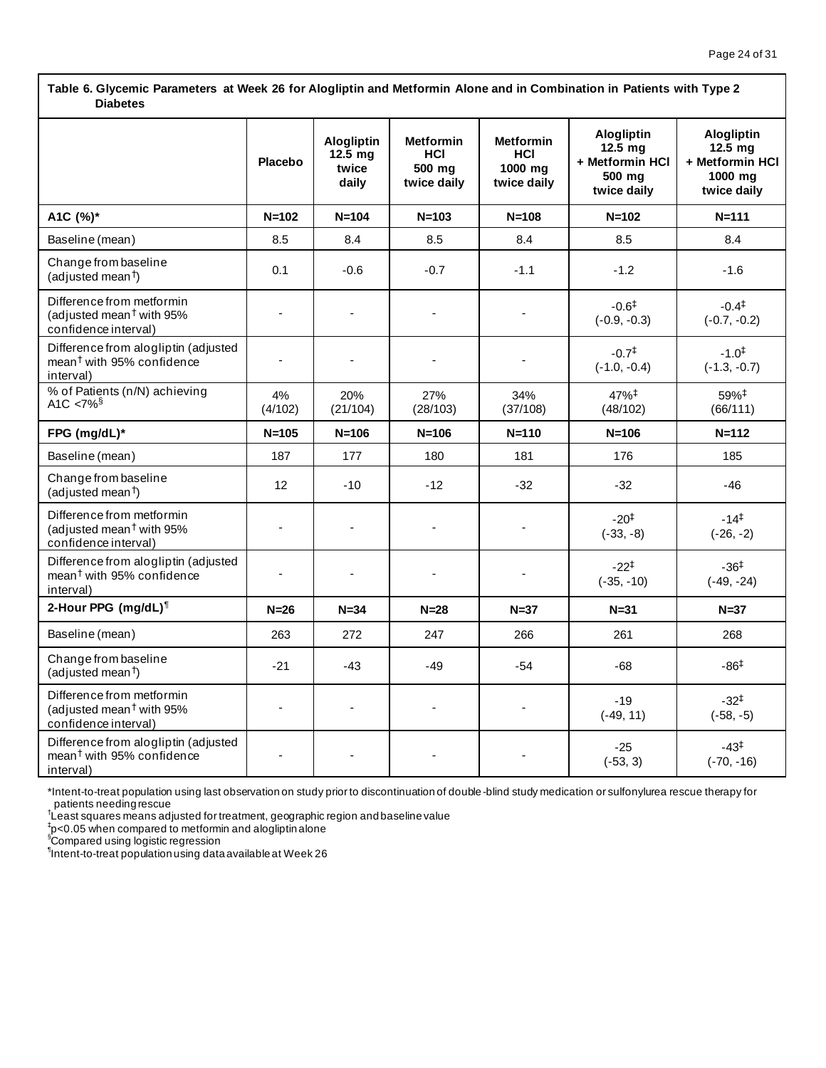**Table 6. Glycemic Parameters at Week 26 for Alogliptin and Metformin Alone and in Combination in Patients with Type 2 Diabetes**

| | Placebo | Alogliptin 12.5 mg twice daily | Metformin HCl 500 mg twice daily | Metformin HCl 1000 mg twice daily | Alogliptin 12.5 mg + Metformin HCl 500 mg twice daily | Alogliptin 12.5 mg + Metformin HCl 1000 mg twice daily |
|---|---|---|---|---|---|---|
| **A1C (%)*** | **N=102** | **N=104** | **N=103** | **N=108** | **N=102** | **N=111** |
| Baseline (mean) | 8.5 | 8.4 | 8.5 | 8.4 | 8.5 | 8.4 |
| Change from baseline (adjusted mean†) | 0.1 | -0.6 | -0.7 | -1.1 | -1.2 | -1.6 |
| Difference from metformin (adjusted mean† with 95% confidence interval) | - | - | - | - | -0.6‡ (-0.9, -0.3) | -0.4‡ (-0.7, -0.2) |
| Difference from alogliptin (adjusted mean† with 95% confidence interval) | - | - | - | - | -0.7‡ (-1.0, -0.4) | -1.0‡ (-1.3, -0.7) |
| % of Patients (n/N) achieving A1C <7%§ | 4% (4/102) | 20% (21/104) | 27% (28/103) | 34% (37/108) | 47%‡ (48/102) | 59%‡ (66/111) |
| **FPG (mg/dL)*** | **N=105** | **N=106** | **N=106** | **N=110** | **N=106** | **N=112** |
| Baseline (mean) | 187 | 177 | 180 | 181 | 176 | 185 |
| Change from baseline (adjusted mean†) | 12 | -10 | -12 | -32 | -32 | -46 |
| Difference from metformin (adjusted mean† with 95% confidence interval) | - | - | - | - | -20‡ (-33, -8) | -14‡ (-26, -2) |
| Difference from alogliptin (adjusted mean† with 95% confidence interval) | - | - | - | - | -22‡ (-35, -10) | -36‡ (-49, -24) |
| **2-Hour PPG (mg/dL)¶** | **N=26** | **N=34** | **N=28** | **N=37** | **N=31** | **N=37** |
| Baseline (mean) | 263 | 272 | 247 | 266 | 261 | 268 |
| Change from baseline (adjusted mean†) | -21 | -43 | -49 | -54 | -68 | -86‡ |
| Difference from metformin (adjusted mean† with 95% confidence interval) | - | - | - | - | -19 (-49, 11) | -32‡ (-58, -5) |
| Difference from alogliptin (adjusted mean† with 95% confidence interval) | - | - | - | - | -25 (-53, 3) | -43‡ (-70, -16) |

*Intent-to-treat population using last observation on study prior to discontinuation of double-blind study medication or sulfonylurea rescue therapy for patients needing rescue
†Least squares means adjusted for treatment, geographic region and baseline value
‡$p<0.05$ when compared to metformin and alogliptin alone
§Compared using logistic regression
¶Intent-to-treat population using data available at Week 26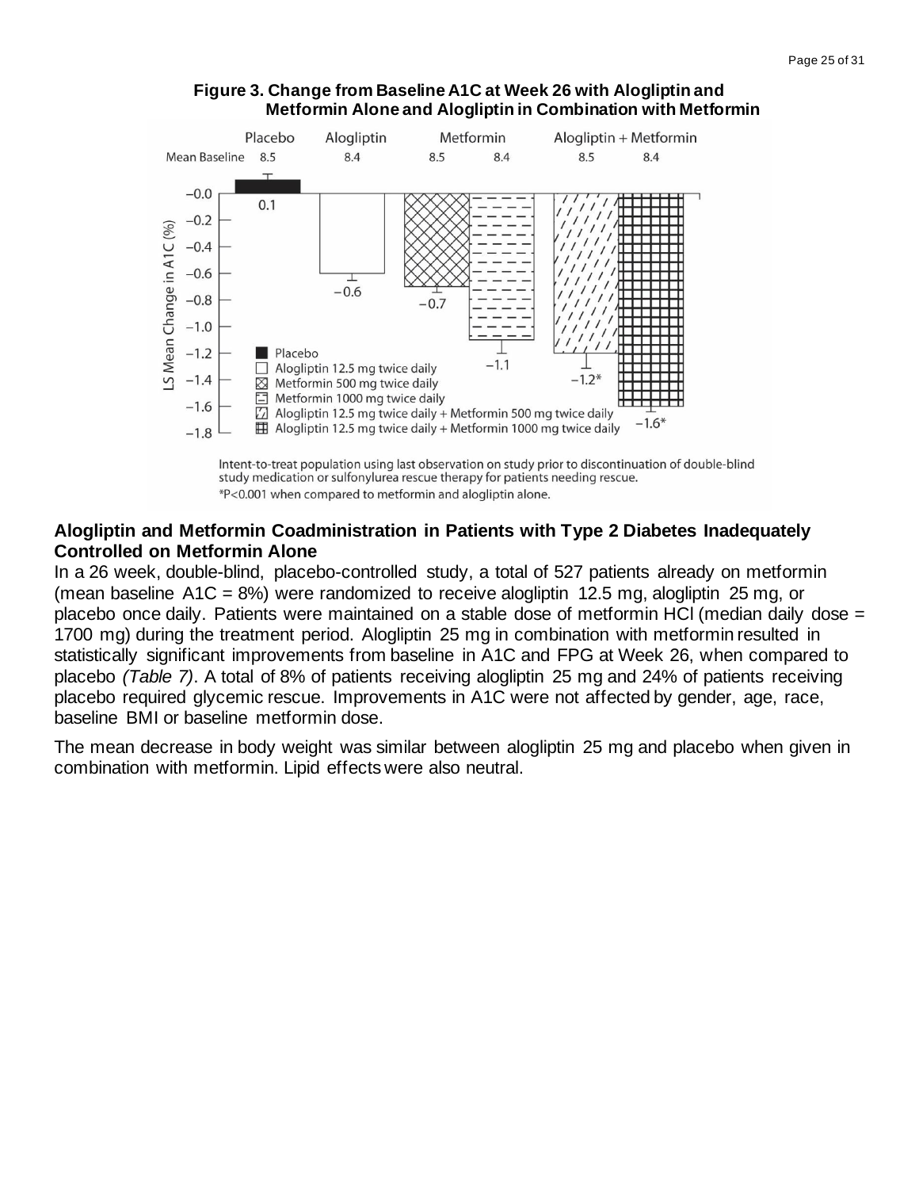**Figure 3. Change from Baseline A1C at Week 26 with Alogliptin and Metformin Alone and Alogliptin in Combination with Metformin**

Intent-to-treat population using last observation on study prior to discontinuation of double-blind study medication or sulfonylurea rescue therapy for patients needing rescue.

*P<0.001 when compared to metformin and alogliptin alone.

**Alogliptin and Metformin Coadministration in Patients with Type 2 Diabetes Inadequately Controlled on Metformin Alone**

In a 26 week, double-blind, placebo-controlled study, a total of 527 patients already on metformin (mean baseline A1C = 8%) were randomized to receive alogliptin 12.5 mg, alogliptin 25 mg, or placebo once daily. Patients were maintained on a stable dose of metformin HCl (median daily dose = 1700 mg) during the treatment period. Alogliptin 25 mg in combination with metformin resulted in statistically significant improvements from baseline in A1C and FPG at Week 26, when compared to placebo *(Table 7)*. A total of 8% of patients receiving alogliptin 25 mg and 24% of patients receiving placebo required glycemic rescue. Improvements in A1C were not affected by gender, age, race, baseline BMI or baseline metformin dose.

The mean decrease in body weight was similar between alogliptin 25 mg and placebo when given in combination with metformin. Lipid effects were also neutral.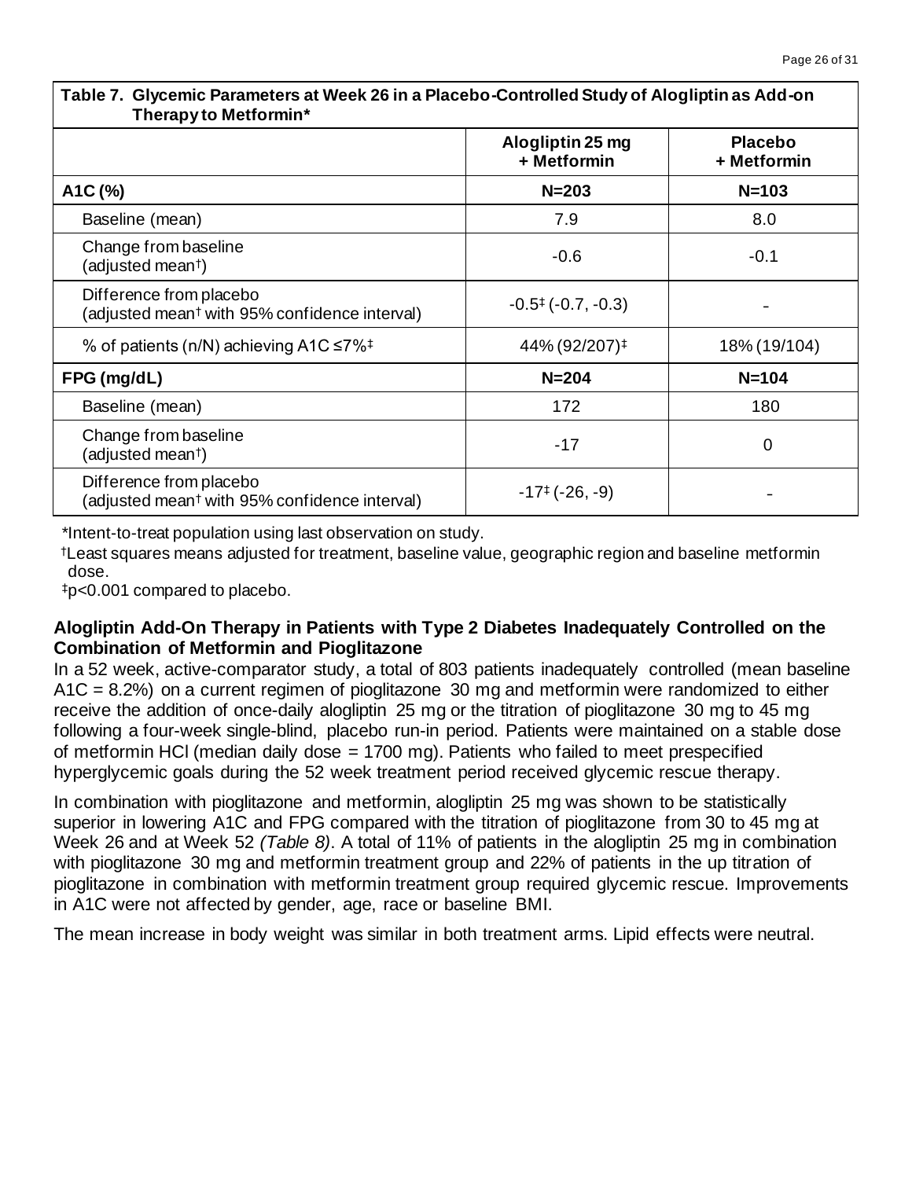**Table 7. Glycemic Parameters at Week 26 in a Placebo-Controlled Study of Alogliptin as Add-on Therapy to Metformin***

| | Alogliptin 25 mg + Metformin | Placebo + Metformin |
|---|---|---|
| **A1C (%)** | **N=203** | **N=103** |
| Baseline (mean) | 7.9 | 8.0 |
| Change from baseline (adjusted mean†) | -0.6 | -0.1 |
| Difference from placebo (adjusted mean† with 95% confidence interval) | -0.5‡ (-0.7, -0.3) | - |
| % of patients (n/N) achieving A1C ≤7%‡ | 44% (92/207)‡ | 18% (19/104) |
| **FPG (mg/dL)** | **N=204** | **N=104** |
| Baseline (mean) | 172 | 180 |
| Change from baseline (adjusted mean†) | -17 | 0 |
| Difference from placebo (adjusted mean† with 95% confidence interval) | -17‡ (-26, -9) | - |

*Intent-to-treat population using last observation on study.

†Least squares means adjusted for treatment, baseline value, geographic region and baseline metformin dose.

‡p<0.001 compared to placebo.

**Alogliptin Add-On Therapy in Patients with Type 2 Diabetes Inadequately Controlled on the Combination of Metformin and Pioglitazone**

In a 52 week, active-comparator study, a total of 803 patients inadequately controlled (mean baseline A1C = 8.2%) on a current regimen of pioglitazone 30 mg and metformin were randomized to either receive the addition of once-daily alogliptin 25 mg or the titration of pioglitazone 30 mg to 45 mg following a four-week single-blind, placebo run-in period. Patients were maintained on a stable dose of metformin HCl (median daily dose = 1700 mg). Patients who failed to meet prespecified hyperglycemic goals during the 52 week treatment period received glycemic rescue therapy.

In combination with pioglitazone and metformin, alogliptin 25 mg was shown to be statistically superior in lowering A1C and FPG compared with the titration of pioglitazone from 30 to 45 mg at Week 26 and at Week 52 *(Table 8)*. A total of 11% of patients in the alogliptin 25 mg in combination with pioglitazone 30 mg and metformin treatment group and 22% of patients in the up titration of pioglitazone in combination with metformin treatment group required glycemic rescue. Improvements in A1C were not affected by gender, age, race or baseline BMI.

The mean increase in body weight was similar in both treatment arms. Lipid effects were neutral.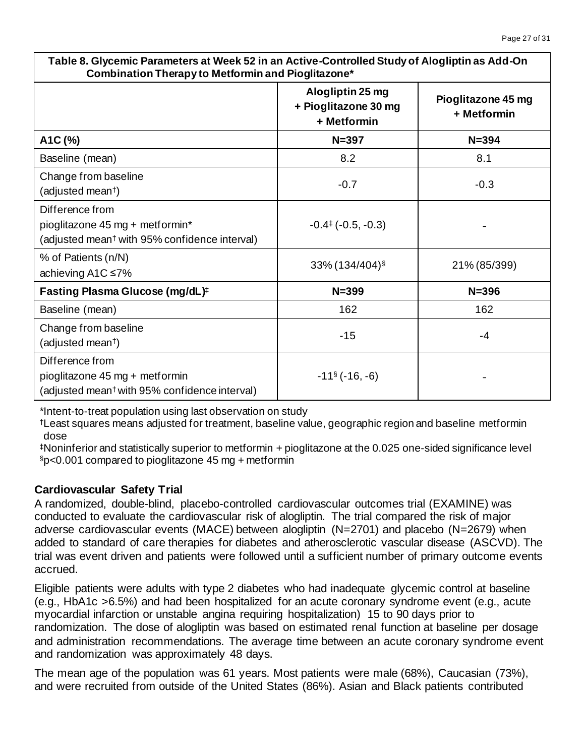| Table 8. Glycemic Parameters at Week 52 in an Active-Controlled Study of Alogliptin as Add-On Combination Therapy to Metformin and Pioglitazone* | | |
|---|---|---|
| | **Alogliptin 25 mg + Pioglitazone 30 mg + Metformin** | **Pioglitazone 45 mg + Metformin** |
| **A1C (%)** | **N=397** | **N=394** |
| Baseline (mean) | 8.2 | 8.1 |
| Change from baseline (adjusted mean†) | -0.7 | -0.3 |
| Difference from pioglitazone 45 mg + metformin* (adjusted mean† with 95% confidence interval) | -0.4‡ (-0.5, -0.3) | - |
| % of Patients (n/N) achieving A1C ≤7% | 33% (134/404)§ | 21% (85/399) |
| **Fasting Plasma Glucose (mg/dL)‡** | **N=399** | **N=396** |
| Baseline (mean) | 162 | 162 |
| Change from baseline (adjusted mean†) | -15 | -4 |
| Difference from pioglitazone 45 mg + metformin (adjusted mean† with 95% confidence interval) | -11§ (-16, -6) | - |

*Intent-to-treat population using last observation on study

†Least squares means adjusted for treatment, baseline value, geographic region and baseline metformin dose

‡Noninferior and statistically superior to metformin + pioglitazone at the 0.025 one-sided significance level

§p<0.001 compared to pioglitazone 45 mg + metformin

### Cardiovascular Safety Trial

A randomized, double-blind, placebo-controlled cardiovascular outcomes trial (EXAMINE) was conducted to evaluate the cardiovascular risk of alogliptin. The trial compared the risk of major adverse cardiovascular events (MACE) between alogliptin (N=2701) and placebo (N=2679) when added to standard of care therapies for diabetes and atherosclerotic vascular disease (ASCVD). The trial was event driven and patients were followed until a sufficient number of primary outcome events accrued.

Eligible patients were adults with type 2 diabetes who had inadequate glycemic control at baseline (e.g., HbA1c >6.5%) and had been hospitalized for an acute coronary syndrome event (e.g., acute myocardial infarction or unstable angina requiring hospitalization) 15 to 90 days prior to randomization. The dose of alogliptin was based on estimated renal function at baseline per dosage and administration recommendations. The average time between an acute coronary syndrome event and randomization was approximately 48 days.

The mean age of the population was 61 years. Most patients were male (68%), Caucasian (73%), and were recruited from outside of the United States (86%). Asian and Black patients contributed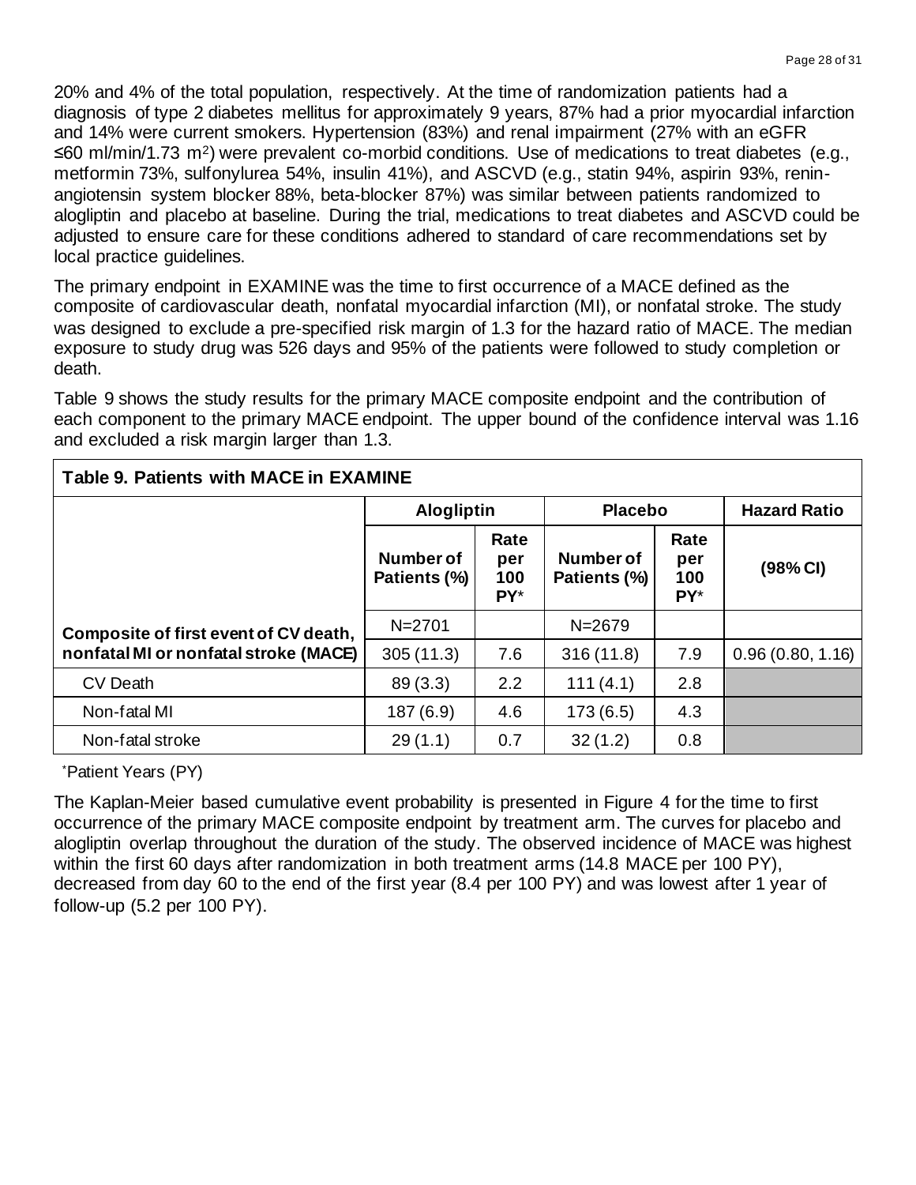20% and 4% of the total population, respectively. At the time of randomization patients had a diagnosis of type 2 diabetes mellitus for approximately 9 years, 87% had a prior myocardial infarction and 14% were current smokers. Hypertension (83%) and renal impairment (27% with an eGFR ≤60 ml/min/1.73 $m^2$) were prevalent co-morbid conditions. Use of medications to treat diabetes (e.g., metformin 73%, sulfonylurea 54%, insulin 41%), and ASCVD (e.g., statin 94%, aspirin 93%, renin-angiotensin system blocker 88%, beta-blocker 87%) was similar between patients randomized to alogliptin and placebo at baseline. During the trial, medications to treat diabetes and ASCVD could be adjusted to ensure care for these conditions adhered to standard of care recommendations set by local practice guidelines.

The primary endpoint in EXAMINE was the time to first occurrence of a MACE defined as the composite of cardiovascular death, nonfatal myocardial infarction (MI), or nonfatal stroke. The study was designed to exclude a pre-specified risk margin of 1.3 for the hazard ratio of MACE. The median exposure to study drug was 526 days and 95% of the patients were followed to study completion or death.

Table 9 shows the study results for the primary MACE composite endpoint and the contribution of each component to the primary MACE endpoint. The upper bound of the confidence interval was 1.16 and excluded a risk margin larger than 1.3.

**Table 9. Patients with MACE in EXAMINE**

| | **Alogliptin** | | **Placebo** | | **Hazard Ratio** |
|---|---|---|---|---|---|
| | **Number of Patients (%)** | **Rate per 100 PY*** | **Number of Patients (%)** | **Rate per 100 PY*** | **(98% CI)** |
| **Composite of first event of CV death, nonfatal MI or nonfatal stroke (MACE)** | N=2701 | | N=2679 | | |
| | 305 (11.3) | 7.6 | 316 (11.8) | 7.9 | 0.96 (0.80, 1.16) |
| CV Death | 89 (3.3) | 2.2 | 111 (4.1) | 2.8 | |
| Non-fatal MI | 187 (6.9) | 4.6 | 173 (6.5) | 4.3 | |
| Non-fatal stroke | 29 (1.1) | 0.7 | 32 (1.2) | 0.8 | |

*Patient Years (PY)

The Kaplan-Meier based cumulative event probability is presented in Figure 4 for the time to first occurrence of the primary MACE composite endpoint by treatment arm. The curves for placebo and alogliptin overlap throughout the duration of the study. The observed incidence of MACE was highest within the first 60 days after randomization in both treatment arms (14.8 MACE per 100 PY), decreased from day 60 to the end of the first year (8.4 per 100 PY) and was lowest after 1 year of follow-up (5.2 per 100 PY).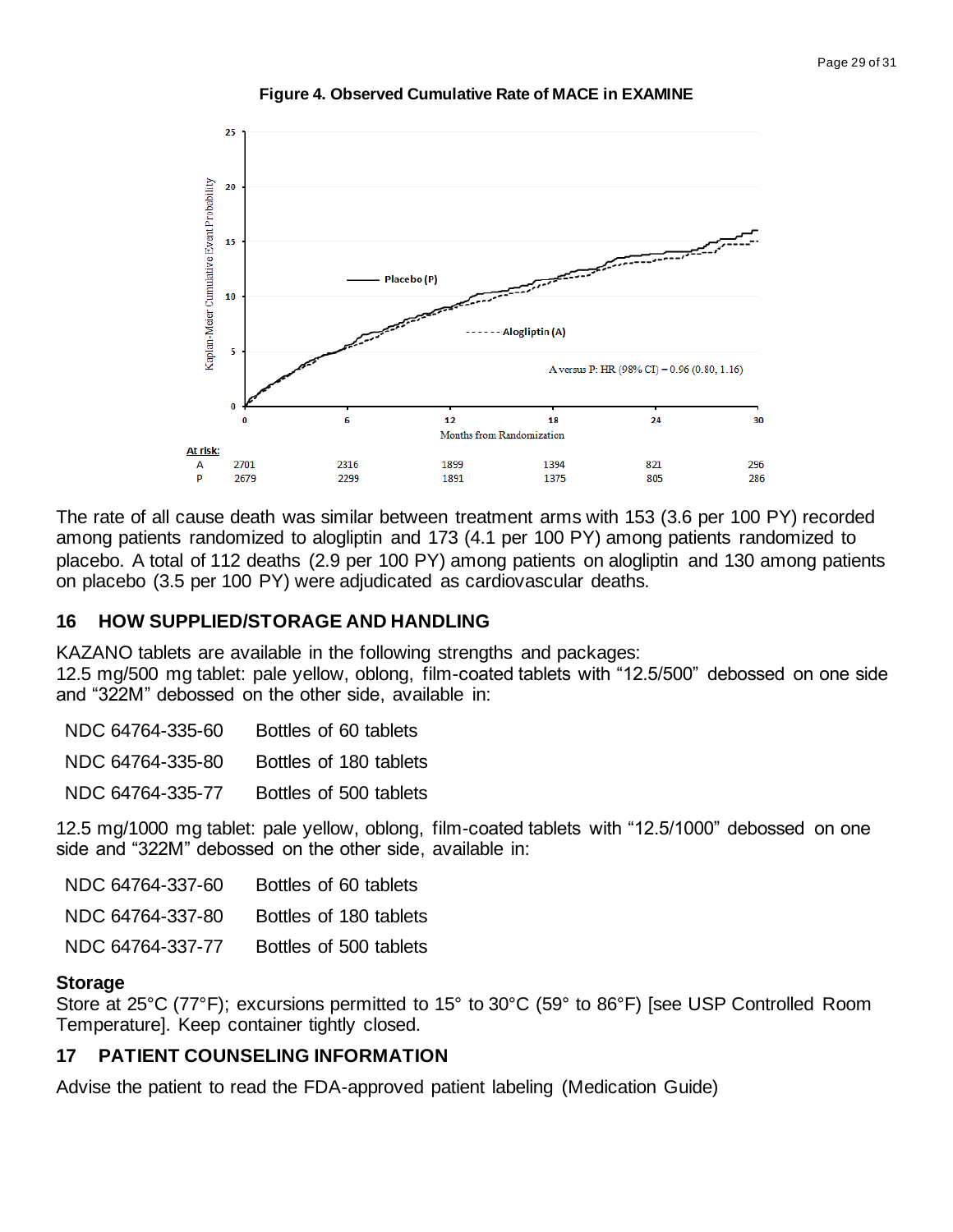**Figure 4. Observed Cumulative Rate of MACE in EXAMINE**

**At risk:**

| | 0 | 6 | 12 | 18 | 24 | 30 |
|---|---|---|---|---|---|---|
| A | 2701 | 2316 | 1899 | 1394 | 821 | 296 |
| P | 2679 | 2299 | 1891 | 1375 | 805 | 286 |

A versus P: HR (98% CI) = 0.96 (0.80, 1.16)

The rate of all cause death was similar between treatment arms with 153 (3.6 per 100 PY) recorded among patients randomized to alogliptin and 173 (4.1 per 100 PY) among patients randomized to placebo. A total of 112 deaths (2.9 per 100 PY) among patients on alogliptin and 130 among patients on placebo (3.5 per 100 PY) were adjudicated as cardiovascular deaths.

## 16 HOW SUPPLIED/STORAGE AND HANDLING

KAZANO tablets are available in the following strengths and packages:
12.5 mg/500 mg tablet: pale yellow, oblong, film-coated tablets with "12.5/500" debossed on one side and "322M" debossed on the other side, available in:

| | |
|---|---|
| NDC 64764-335-60 | Bottles of 60 tablets |
| NDC 64764-335-80 | Bottles of 180 tablets |
| NDC 64764-335-77 | Bottles of 500 tablets |

12.5 mg/1000 mg tablet: pale yellow, oblong, film-coated tablets with "12.5/1000" debossed on one side and "322M" debossed on the other side, available in:

| | |
|---|---|
| NDC 64764-337-60 | Bottles of 60 tablets |
| NDC 64764-337-80 | Bottles of 180 tablets |
| NDC 64764-337-77 | Bottles of 500 tablets |

**Storage**

Store at 25°C (77°F); excursions permitted to 15° to 30°C (59° to 86°F) [see USP Controlled Room Temperature]. Keep container tightly closed.

## 17 PATIENT COUNSELING INFORMATION

Advise the patient to read the FDA-approved patient labeling (Medication Guide)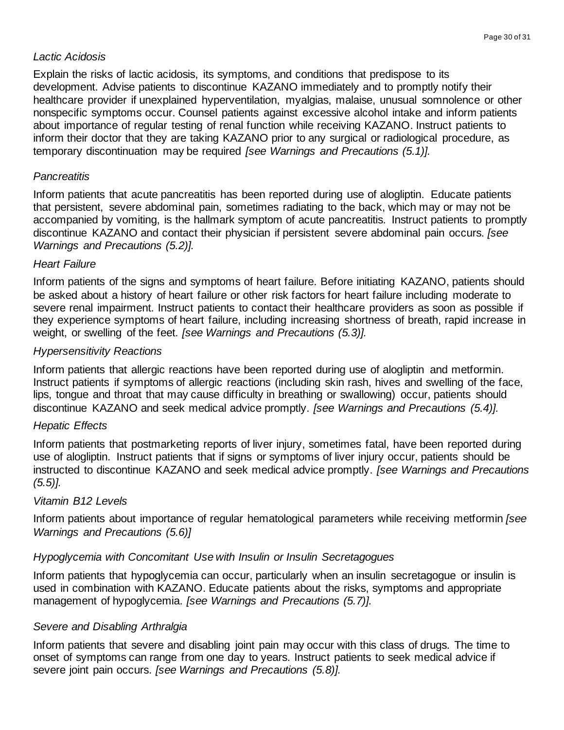*Lactic Acidosis*

Explain the risks of lactic acidosis, its symptoms, and conditions that predispose to its development. Advise patients to discontinue KAZANO immediately and to promptly notify their healthcare provider if unexplained hyperventilation, myalgias, malaise, unusual somnolence or other nonspecific symptoms occur. Counsel patients against excessive alcohol intake and inform patients about importance of regular testing of renal function while receiving KAZANO. Instruct patients to inform their doctor that they are taking KAZANO prior to any surgical or radiological procedure, as temporary discontinuation may be required *[see Warnings and Precautions (5.1)].*

*Pancreatitis*

Inform patients that acute pancreatitis has been reported during use of alogliptin. Educate patients that persistent, severe abdominal pain, sometimes radiating to the back, which may or may not be accompanied by vomiting, is the hallmark symptom of acute pancreatitis. Instruct patients to promptly discontinue KAZANO and contact their physician if persistent severe abdominal pain occurs. *[see Warnings and Precautions (5.2)].*

*Heart Failure*

Inform patients of the signs and symptoms of heart failure. Before initiating KAZANO, patients should be asked about a history of heart failure or other risk factors for heart failure including moderate to severe renal impairment. Instruct patients to contact their healthcare providers as soon as possible if they experience symptoms of heart failure, including increasing shortness of breath, rapid increase in weight, or swelling of the feet. *[see Warnings and Precautions (5.3)].*

*Hypersensitivity Reactions*

Inform patients that allergic reactions have been reported during use of alogliptin and metformin. Instruct patients if symptoms of allergic reactions (including skin rash, hives and swelling of the face, lips, tongue and throat that may cause difficulty in breathing or swallowing) occur, patients should discontinue KAZANO and seek medical advice promptly. *[see Warnings and Precautions (5.4)].*

*Hepatic Effects*

Inform patients that postmarketing reports of liver injury, sometimes fatal, have been reported during use of alogliptin. Instruct patients that if signs or symptoms of liver injury occur, patients should be instructed to discontinue KAZANO and seek medical advice promptly. *[see Warnings and Precautions (5.5)].*

*Vitamin B12 Levels*

Inform patients about importance of regular hematological parameters while receiving metformin *[see Warnings and Precautions (5.6)]*

*Hypoglycemia with Concomitant Use with Insulin or Insulin Secretagogues*

Inform patients that hypoglycemia can occur, particularly when an insulin secretagogue or insulin is used in combination with KAZANO. Educate patients about the risks, symptoms and appropriate management of hypoglycemia. *[see Warnings and Precautions (5.7)].*

*Severe and Disabling Arthralgia*

Inform patients that severe and disabling joint pain may occur with this class of drugs. The time to onset of symptoms can range from one day to years. Instruct patients to seek medical advice if severe joint pain occurs. *[see Warnings and Precautions (5.8)].*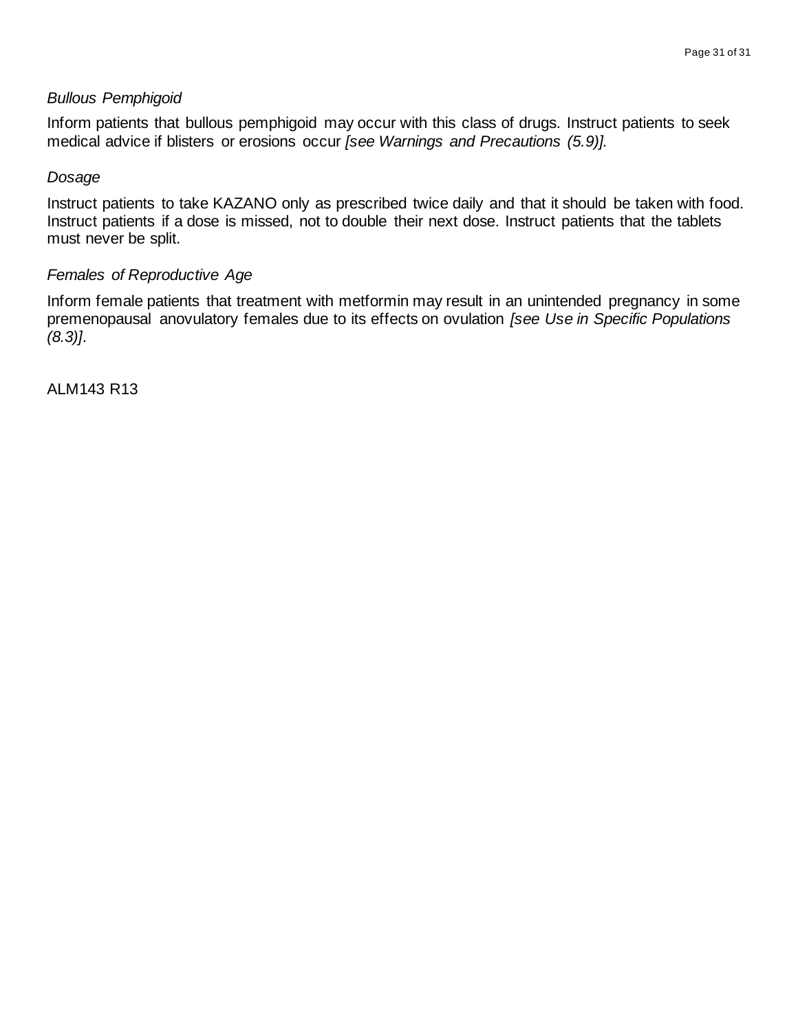*Bullous Pemphigoid*

Inform patients that bullous pemphigoid may occur with this class of drugs. Instruct patients to seek medical advice if blisters or erosions occur *[see Warnings and Precautions (5.9)].*

*Dosage*

Instruct patients to take KAZANO only as prescribed twice daily and that it should be taken with food. Instruct patients if a dose is missed, not to double their next dose. Instruct patients that the tablets must never be split.

*Females of Reproductive Age*

Inform female patients that treatment with metformin may result in an unintended pregnancy in some premenopausal anovulatory females due to its effects on ovulation *[see Use in Specific Populations (8.3)]*.

ALM143 R13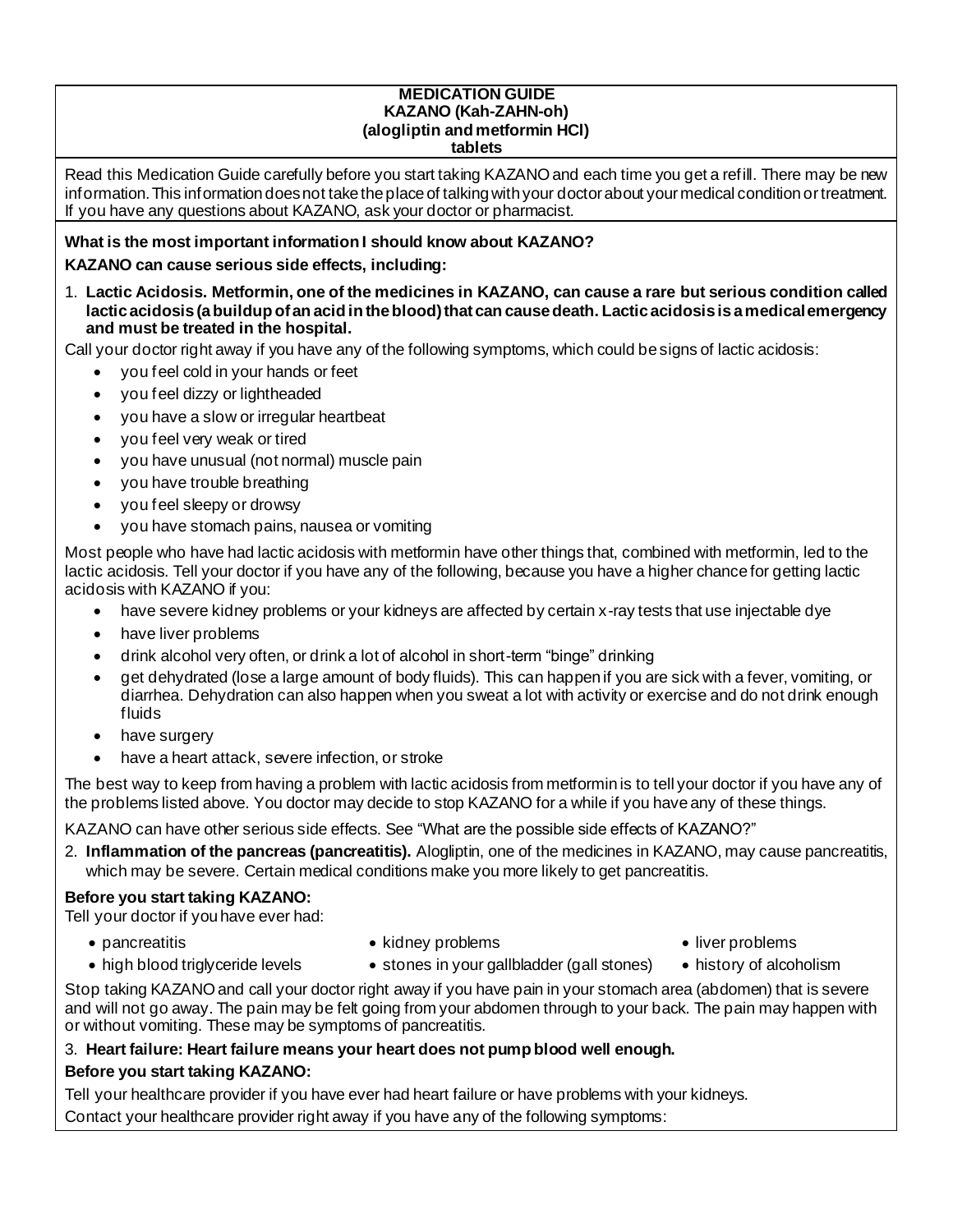**MEDICATION GUIDE**
**KAZANO (Kah-ZAHN-oh)**
**(alogliptin and metformin HCl)**
**tablets**

Read this Medication Guide carefully before you start taking KAZANO and each time you get a refill. There may be new information. This information does not take the place of talking with your doctor about your medical condition or treatment. If you have any questions about KAZANO, ask your doctor or pharmacist.

**What is the most important information I should know about KAZANO?**

**KAZANO can cause serious side effects, including:**

1. **Lactic Acidosis. Metformin, one of the medicines in KAZANO, can cause a rare but serious condition called lactic acidosis (a buildup of an acid in the blood) that can cause death. Lactic acidosis is a medical emergency and must be treated in the hospital.**

Call your doctor right away if you have any of the following symptoms, which could be signs of lactic acidosis:

- you feel cold in your hands or feet
- you feel dizzy or lightheaded
- you have a slow or irregular heartbeat
- you feel very weak or tired
- you have unusual (not normal) muscle pain
- you have trouble breathing
- you feel sleepy or drowsy
- you have stomach pains, nausea or vomiting

Most people who have had lactic acidosis with metformin have other things that, combined with metformin, led to the lactic acidosis. Tell your doctor if you have any of the following, because you have a higher chance for getting lactic acidosis with KAZANO if you:

- have severe kidney problems or your kidneys are affected by certain x-ray tests that use injectable dye
- have liver problems
- drink alcohol very often, or drink a lot of alcohol in short-term "binge" drinking
- get dehydrated (lose a large amount of body fluids). This can happen if you are sick with a fever, vomiting, or diarrhea. Dehydration can also happen when you sweat a lot with activity or exercise and do not drink enough fluids
- have surgery
- have a heart attack, severe infection, or stroke

The best way to keep from having a problem with lactic acidosis from metformin is to tell your doctor if you have any of the problems listed above. You doctor may decide to stop KAZANO for a while if you have any of these things.

KAZANO can have other serious side effects. See "What are the possible side effects of KAZANO?"

2. **Inflammation of the pancreas (pancreatitis).** Alogliptin, one of the medicines in KAZANO, may cause pancreatitis, which may be severe. Certain medical conditions make you more likely to get pancreatitis.

**Before you start taking KAZANO:**
Tell your doctor if you have ever had:

- pancreatitis
- kidney problems
- liver problems
- high blood triglyceride levels
- stones in your gallbladder (gall stones)
- history of alcoholism

Stop taking KAZANO and call your doctor right away if you have pain in your stomach area (abdomen) that is severe and will not go away. The pain may be felt going from your abdomen through to your back. The pain may happen with or without vomiting. These may be symptoms of pancreatitis.

3. **Heart failure: Heart failure means your heart does not pump blood well enough.**

**Before you start taking KAZANO:**

Tell your healthcare provider if you have ever had heart failure or have problems with your kidneys.

Contact your healthcare provider right away if you have any of the following symptoms: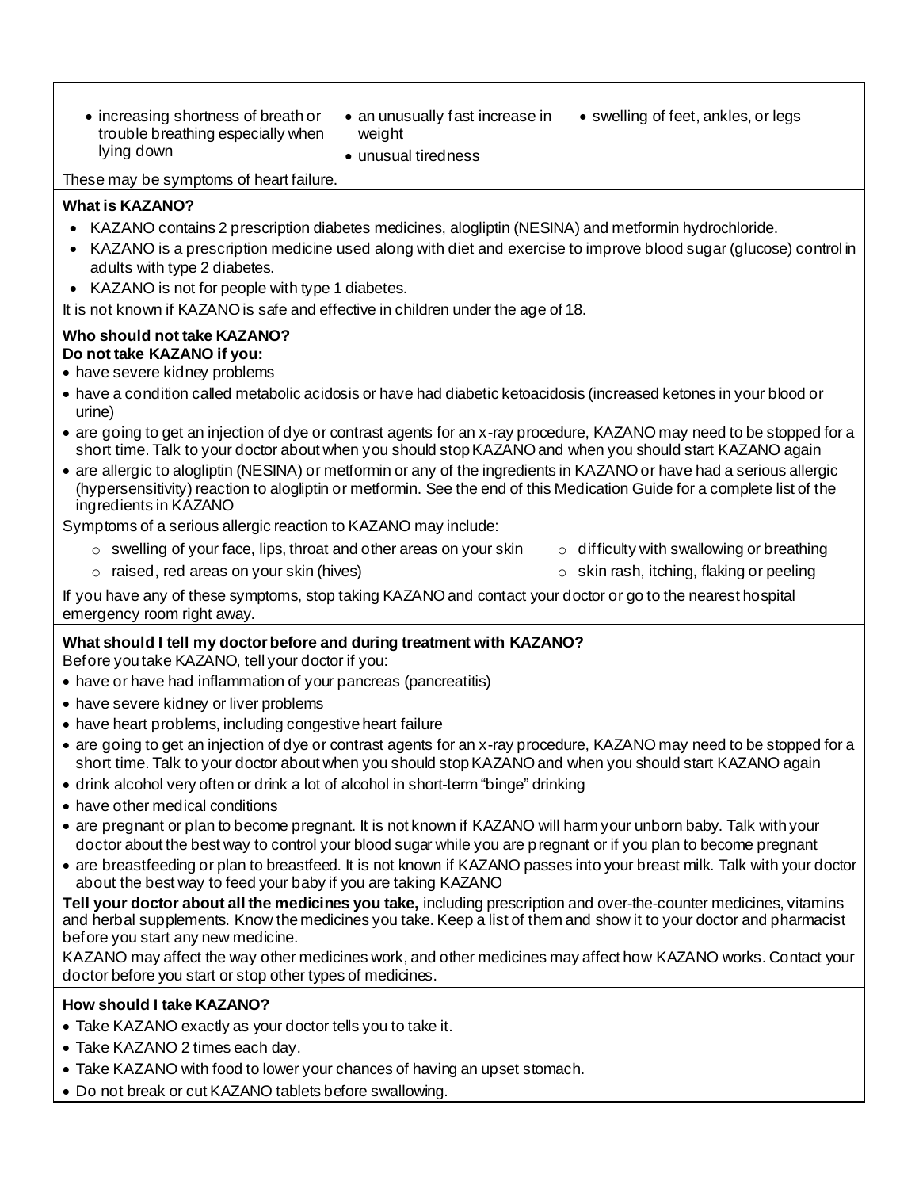- increasing shortness of breath or trouble breathing especially when lying down
- an unusually fast increase in weight
- unusual tiredness
- swelling of feet, ankles, or legs

These may be symptoms of heart failure.

**What is KAZANO?**

- KAZANO contains 2 prescription diabetes medicines, alogliptin (NESINA) and metformin hydrochloride.
- KAZANO is a prescription medicine used along with diet and exercise to improve blood sugar (glucose) control in adults with type 2 diabetes.
- KAZANO is not for people with type 1 diabetes.

It is not known if KAZANO is safe and effective in children under the age of 18.

**Who should not take KAZANO?**
**Do not take KAZANO if you:**

- have severe kidney problems
- have a condition called metabolic acidosis or have had diabetic ketoacidosis (increased ketones in your blood or urine)
- are going to get an injection of dye or contrast agents for an x-ray procedure, KAZANO may need to be stopped for a short time. Talk to your doctor about when you should stop KAZANO and when you should start KAZANO again
- are allergic to alogliptin (NESINA) or metformin or any of the ingredients in KAZANO or have had a serious allergic (hypersensitivity) reaction to alogliptin or metformin. See the end of this Medication Guide for a complete list of the ingredients in KAZANO

Symptoms of a serious allergic reaction to KAZANO may include:

- swelling of your face, lips, throat and other areas on your skin
- difficulty with swallowing or breathing
- raised, red areas on your skin (hives)
- skin rash, itching, flaking or peeling

If you have any of these symptoms, stop taking KAZANO and contact your doctor or go to the nearest hospital emergency room right away.

**What should I tell my doctor before and during treatment with KAZANO?**

Before you take KAZANO, tell your doctor if you:

- have or have had inflammation of your pancreas (pancreatitis)
- have severe kidney or liver problems
- have heart problems, including congestive heart failure
- are going to get an injection of dye or contrast agents for an x-ray procedure, KAZANO may need to be stopped for a short time. Talk to your doctor about when you should stop KAZANO and when you should start KAZANO again
- drink alcohol very often or drink a lot of alcohol in short-term "binge" drinking
- have other medical conditions
- are pregnant or plan to become pregnant. It is not known if KAZANO will harm your unborn baby. Talk with your doctor about the best way to control your blood sugar while you are pregnant or if you plan to become pregnant
- are breastfeeding or plan to breastfeed. It is not known if KAZANO passes into your breast milk. Talk with your doctor about the best way to feed your baby if you are taking KAZANO

**Tell your doctor about all the medicines you take,** including prescription and over-the-counter medicines, vitamins and herbal supplements. Know the medicines you take. Keep a list of them and show it to your doctor and pharmacist before you start any new medicine.

KAZANO may affect the way other medicines work, and other medicines may affect how KAZANO works. Contact your doctor before you start or stop other types of medicines.

**How should I take KAZANO?**

- Take KAZANO exactly as your doctor tells you to take it.
- Take KAZANO 2 times each day.
- Take KAZANO with food to lower your chances of having an upset stomach.
- Do not break or cut KAZANO tablets before swallowing.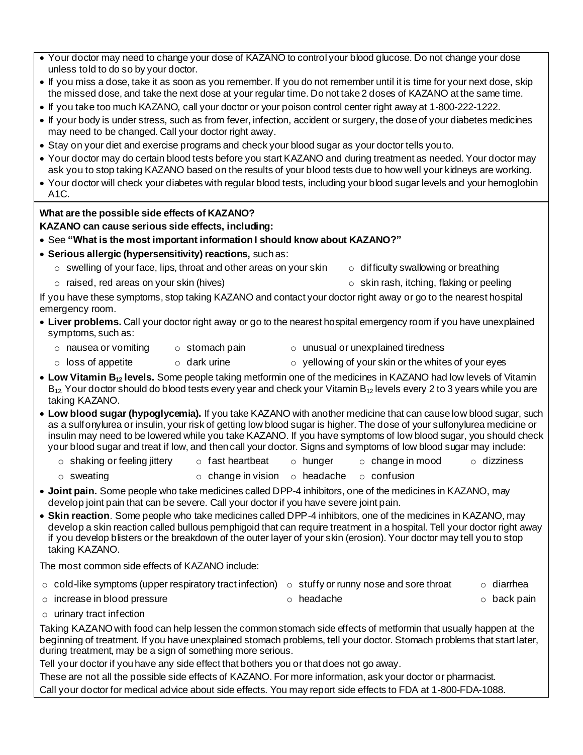- Your doctor may need to change your dose of KAZANO to control your blood glucose. Do not change your dose unless told to do so by your doctor.
- If you miss a dose, take it as soon as you remember. If you do not remember until it is time for your next dose, skip the missed dose, and take the next dose at your regular time. Do not take 2 doses of KAZANO at the same time.
- If you take too much KAZANO, call your doctor or your poison control center right away at 1-800-222-1222.
- If your body is under stress, such as from fever, infection, accident or surgery, the dose of your diabetes medicines may need to be changed. Call your doctor right away.
- Stay on your diet and exercise programs and check your blood sugar as your doctor tells you to.
- Your doctor may do certain blood tests before you start KAZANO and during treatment as needed. Your doctor may ask you to stop taking KAZANO based on the results of your blood tests due to how well your kidneys are working.
- Your doctor will check your diabetes with regular blood tests, including your blood sugar levels and your hemoglobin A1C.

**What are the possible side effects of KAZANO?**

**KAZANO can cause serious side effects, including:**

- See **"What is the most important information I should know about KAZANO?"**
- **Serious allergic (hypersensitivity) reactions,** such as:
    - swelling of your face, lips, throat and other areas on your skin
    - difficulty swallowing or breathing
    - raised, red areas on your skin (hives)
    - skin rash, itching, flaking or peeling

If you have these symptoms, stop taking KAZANO and contact your doctor right away or go to the nearest hospital emergency room.

- **Liver problems.** Call your doctor right away or go to the nearest hospital emergency room if you have unexplained symptoms, such as:
    - nausea or vomiting
    - stomach pain
    - unusual or unexplained tiredness
    - loss of appetite
    - dark urine
    - yellowing of your skin or the whites of your eyes
- **Low Vitamin $B_{12}$ levels.** Some people taking metformin one of the medicines in KAZANO had low levels of Vitamin $B_{12}$. Your doctor should do blood tests every year and check your Vitamin $B_{12}$ levels every 2 to 3 years while you are taking KAZANO.
- **Low blood sugar (hypoglycemia).** If you take KAZANO with another medicine that can cause low blood sugar, such as a sulfonylurea or insulin, your risk of getting low blood sugar is higher. The dose of your sulfonylurea medicine or insulin may need to be lowered while you take KAZANO. If you have symptoms of low blood sugar, you should check your blood sugar and treat if low, and then call your doctor. Signs and symptoms of low blood sugar may include:
    - shaking or feeling jittery
    - fast heartbeat
    - hunger
    - change in mood
    - dizziness
    - sweating
    - change in vision
    - headache
    - confusion
- **Joint pain.** Some people who take medicines called DPP-4 inhibitors, one of the medicines in KAZANO, may develop joint pain that can be severe. Call your doctor if you have severe joint pain.
- **Skin reaction**. Some people who take medicines called DPP-4 inhibitors, one of the medicines in KAZANO, may develop a skin reaction called bullous pemphigoid that can require treatment in a hospital. Tell your doctor right away if you develop blisters or the breakdown of the outer layer of your skin (erosion). Your doctor may tell you to stop taking KAZANO.

The most common side effects of KAZANO include:

- cold-like symptoms (upper respiratory tract infection)
- stuffy or runny nose and sore throat
- diarrhea
- increase in blood pressure
- headache
- back pain
- urinary tract infection

Taking KAZANO with food can help lessen the common stomach side effects of metformin that usually happen at the beginning of treatment. If you have unexplained stomach problems, tell your doctor. Stomach problems that start later, during treatment, may be a sign of something more serious.

Tell your doctor if you have any side effect that bothers you or that does not go away.

These are not all the possible side effects of KAZANO. For more information, ask your doctor or pharmacist.

Call your doctor for medical advice about side effects. You may report side effects to FDA at 1-800-FDA-1088.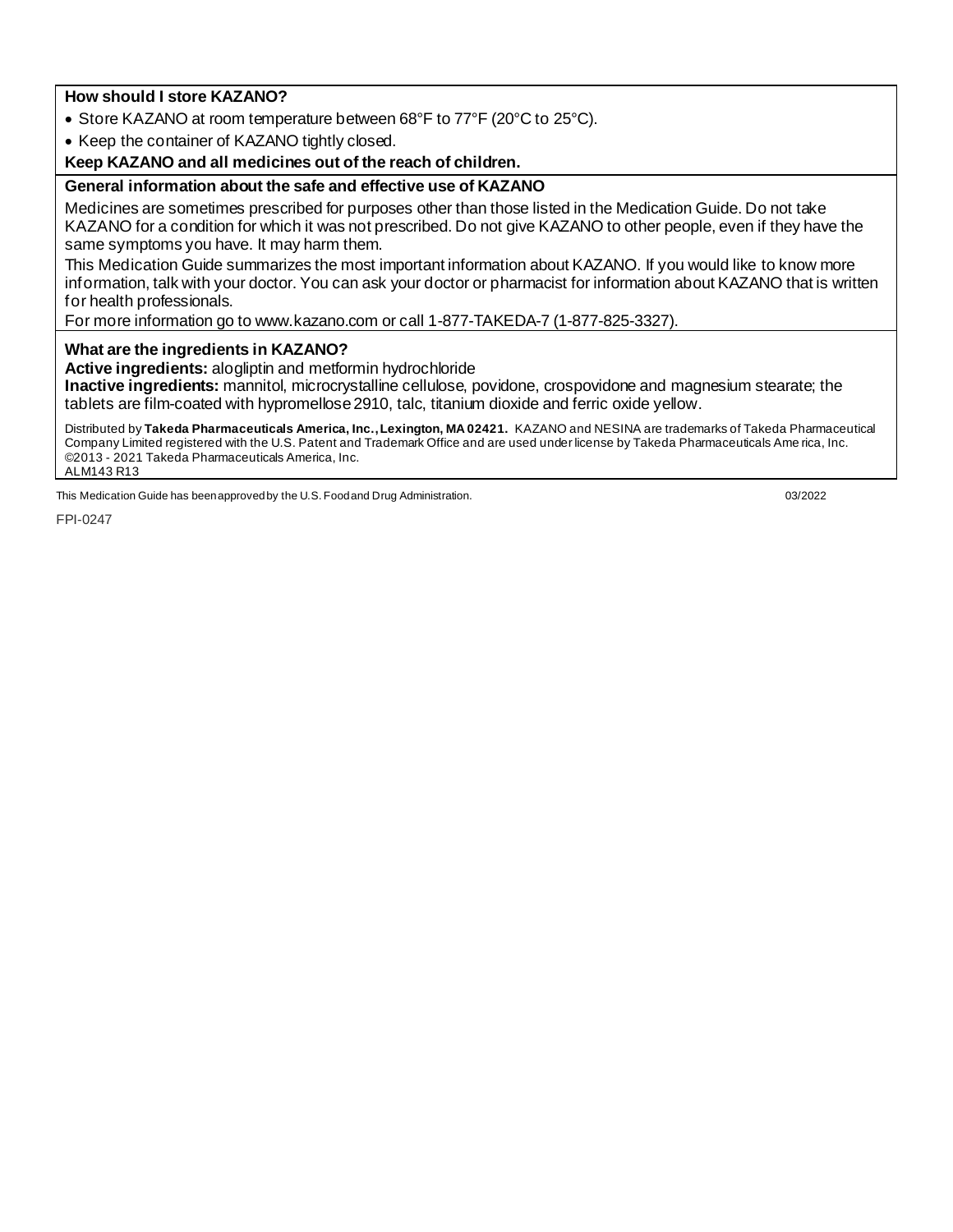**How should I store KAZANO?**

- Store KAZANO at room temperature between 68°F to 77°F (20°C to 25°C).
- Keep the container of KAZANO tightly closed.

**Keep KAZANO and all medicines out of the reach of children.**

**General information about the safe and effective use of KAZANO**

Medicines are sometimes prescribed for purposes other than those listed in the Medication Guide. Do not take KAZANO for a condition for which it was not prescribed. Do not give KAZANO to other people, even if they have the same symptoms you have. It may harm them.

This Medication Guide summarizes the most important information about KAZANO. If you would like to know more information, talk with your doctor. You can ask your doctor or pharmacist for information about KAZANO that is written for health professionals.

For more information go to www.kazano.com or call 1-877-TAKEDA-7 (1-877-825-3327).

**What are the ingredients in KAZANO?**

**Active ingredients:** alogliptin and metformin hydrochloride

**Inactive ingredients:** mannitol, microcrystalline cellulose, povidone, crospovidone and magnesium stearate; the tablets are film-coated with hypromellose 2910, talc, titanium dioxide and ferric oxide yellow.

Distributed by **Takeda Pharmaceuticals America, Inc., Lexington, MA 02421.** KAZANO and NESINA are trademarks of Takeda Pharmaceutical Company Limited registered with the U.S. Patent and Trademark Office and are used under license by Takeda Pharmaceuticals America, Inc.
©2013 - 2021 Takeda Pharmaceuticals America, Inc.
ALM143 R13

This Medication Guide has been approved by the U.S. Food and Drug Administration. 03/2022

FPI-0247